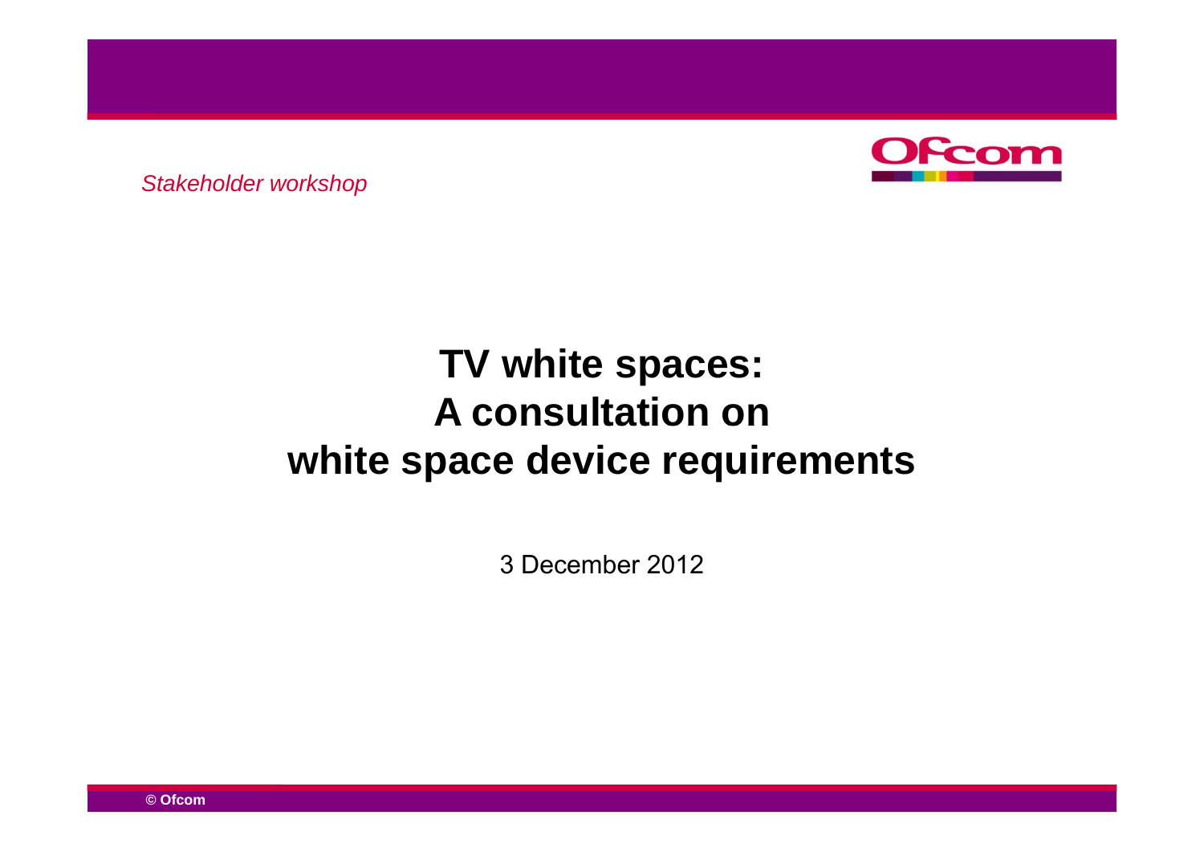*Stakeholder workshop*

# TV white spaces: A consultation on white space device requirements

3 December 2012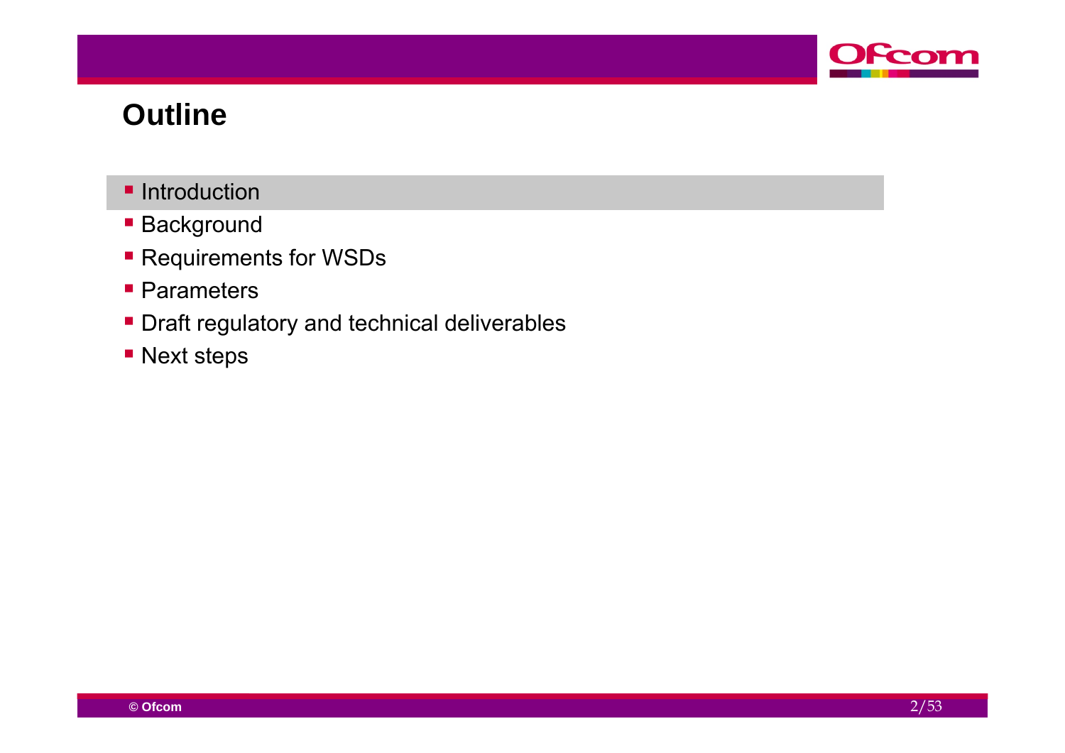# Outline

- Introduction
- Background
- Requirements for WSDs
- Parameters
- Draft regulatory and technical deliverables
- Next steps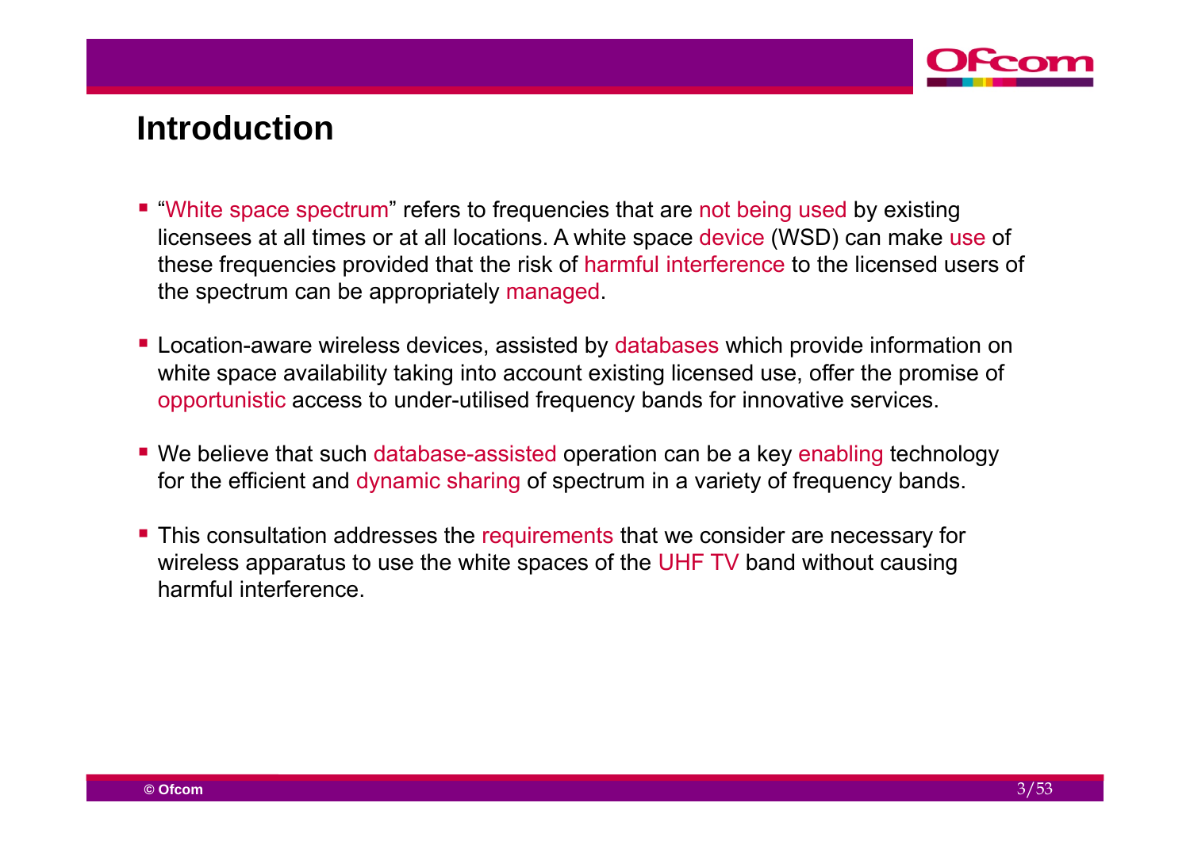# Introduction

- "White space spectrum" refers to frequencies that are not being used by existing licensees at all times or at all locations. A white space device (WSD) can make use of these frequencies provided that the risk of harmful interference to the licensed users of the spectrum can be appropriately managed.

- Location-aware wireless devices, assisted by databases which provide information on white space availability taking into account existing licensed use, offer the promise of opportunistic access to under-utilised frequency bands for innovative services.

- We believe that such database-assisted operation can be a key enabling technology for the efficient and dynamic sharing of spectrum in a variety of frequency bands.

- This consultation addresses the requirements that we consider are necessary for wireless apparatus to use the white spaces of the UHF TV band without causing harmful interference.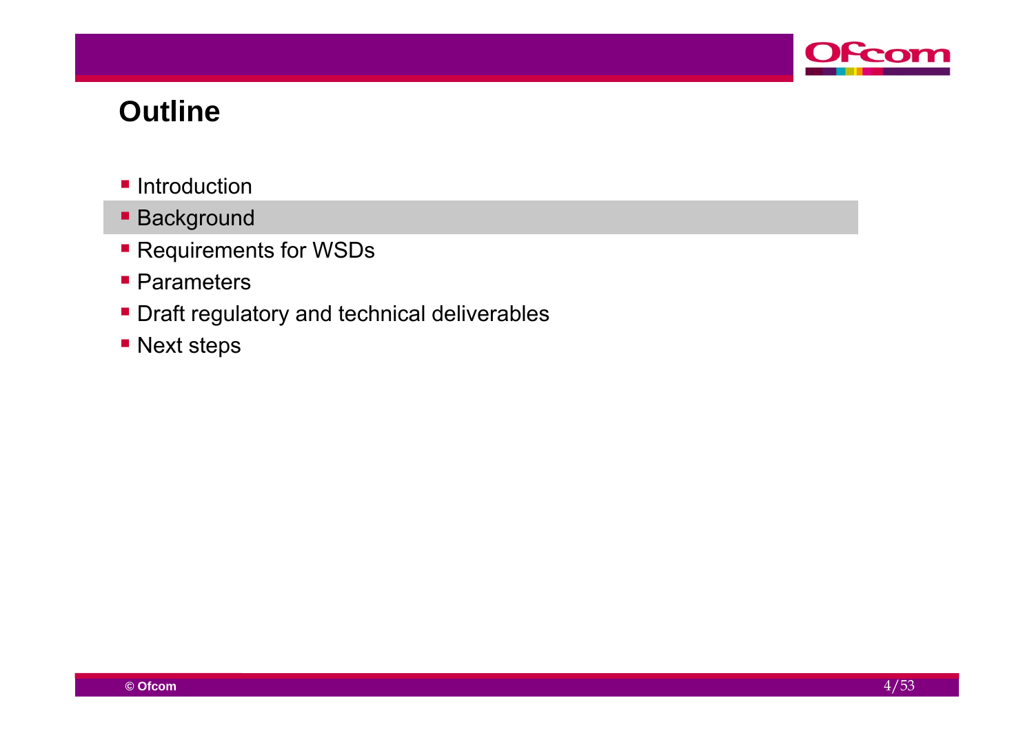## Outline

- Introduction
- Background
- Requirements for WSDs
- Parameters
- Draft regulatory and technical deliverables
- Next steps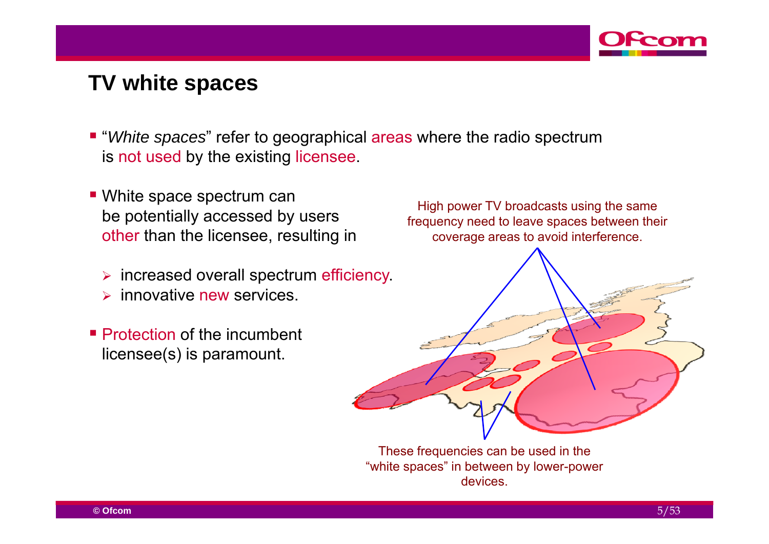# TV white spaces

- "*White spaces*" refer to geographical areas where the radio spectrum is not used by the existing licensee.

- White space spectrum can be potentially accessed by users other than the licensee, resulting in
  - increased overall spectrum efficiency.
  - innovative new services.

- Protection of the incumbent licensee(s) is paramount.

High power TV broadcasts using the same frequency need to leave spaces between their coverage areas to avoid interference.

These frequencies can be used in the "white spaces" in between by lower-power devices.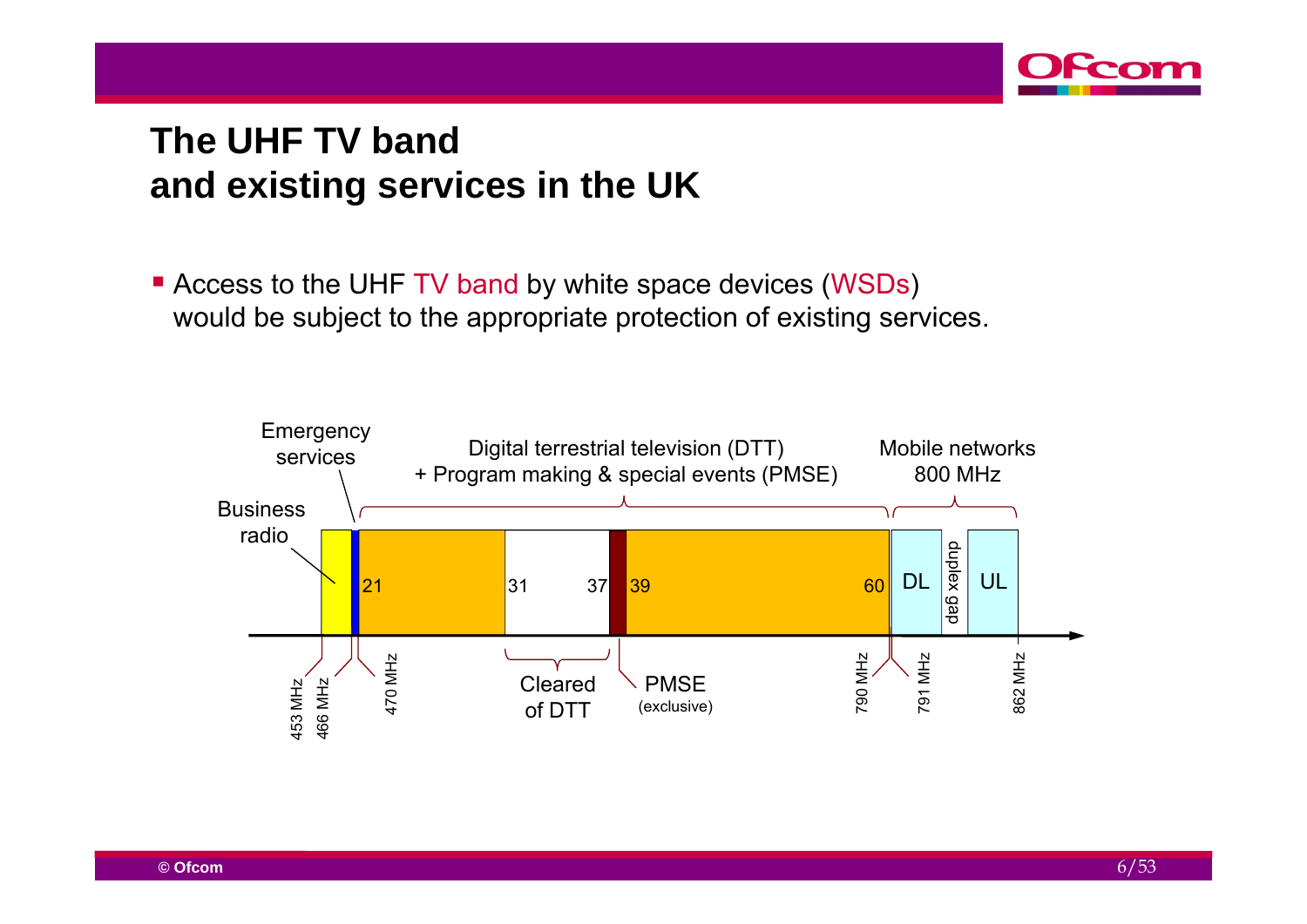# The UHF TV band and existing services in the UK

- Access to the UHF TV band by white space devices (WSDs) would be subject to the appropriate protection of existing services.

Emergency services

Business radio

Digital terrestrial television (DTT) + Program making & special events (PMSE)

Mobile networks 800 MHz

21 | 31 | 37 | 39 | 60 | DL | duplex gap | UL

453 MHz | 466 MHz | 470 MHz | Cleared of DTT | PMSE (exclusive) | 790 MHz | 791 MHz | 862 MHz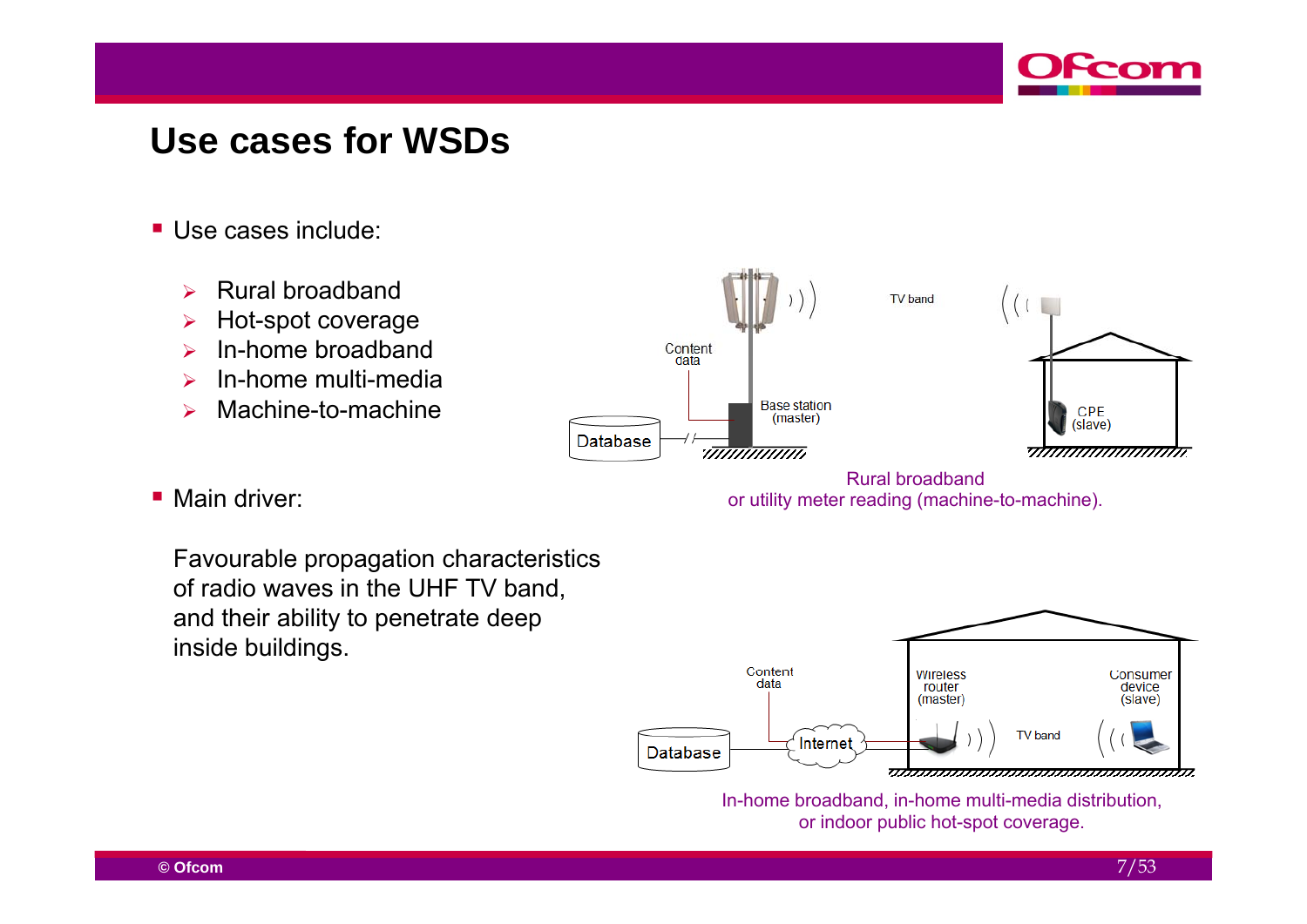# Use cases for WSDs

- Use cases include:
  - Rural broadband
  - Hot-spot coverage
  - In-home broadband
  - In-home multi-media
  - Machine-to-machine

- Main driver:

  Favourable propagation characteristics of radio waves in the UHF TV band, and their ability to penetrate deep inside buildings.

Rural broadband
or utility meter reading (machine-to-machine).

In-home broadband, in-home multi-media distribution,
or indoor public hot-spot coverage.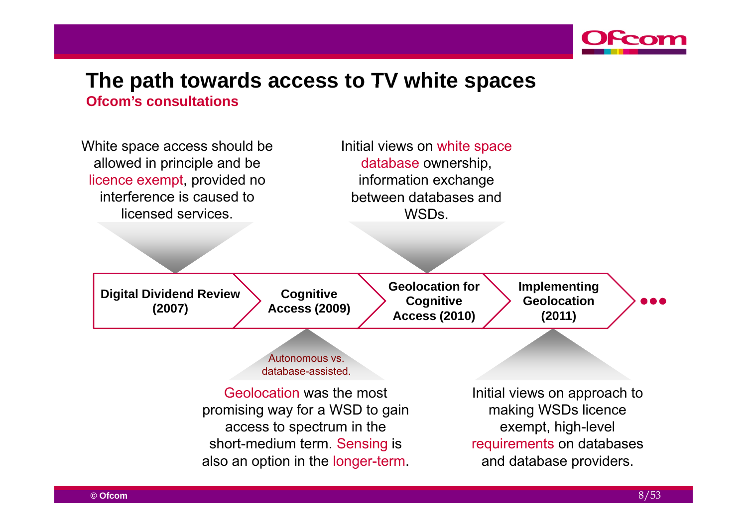# The path towards access to TV white spaces

**Ofcom's consultations**

White space access should be allowed in principle and be licence exempt, provided no interference is caused to licensed services.

Initial views on white space database ownership, information exchange between databases and WSDs.

**Digital Dividend Review (2007)** → **Cognitive Access (2009)** → **Geolocation for Cognitive Access (2010)** → **Implementing Geolocation (2011)** → …

Autonomous vs. database-assisted.

Geolocation was the most promising way for a WSD to gain access to spectrum in the short-medium term. Sensing is also an option in the longer-term.

Initial views on approach to making WSDs licence exempt, high-level requirements on databases and database providers.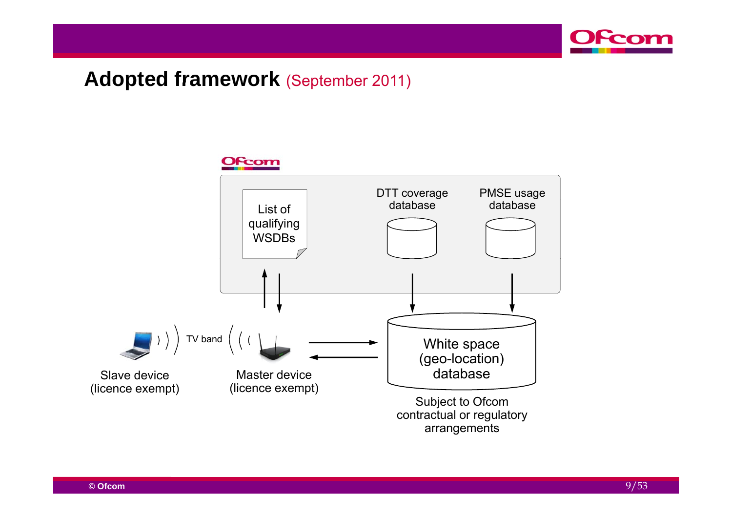# Adopted framework (September 2011)

List of qualifying WSDBs

DTT coverage database

PMSE usage database

Slave device (licence exempt)

TV band

Master device (licence exempt)

White space (geo-location) database

Subject to Ofcom contractual or regulatory arrangements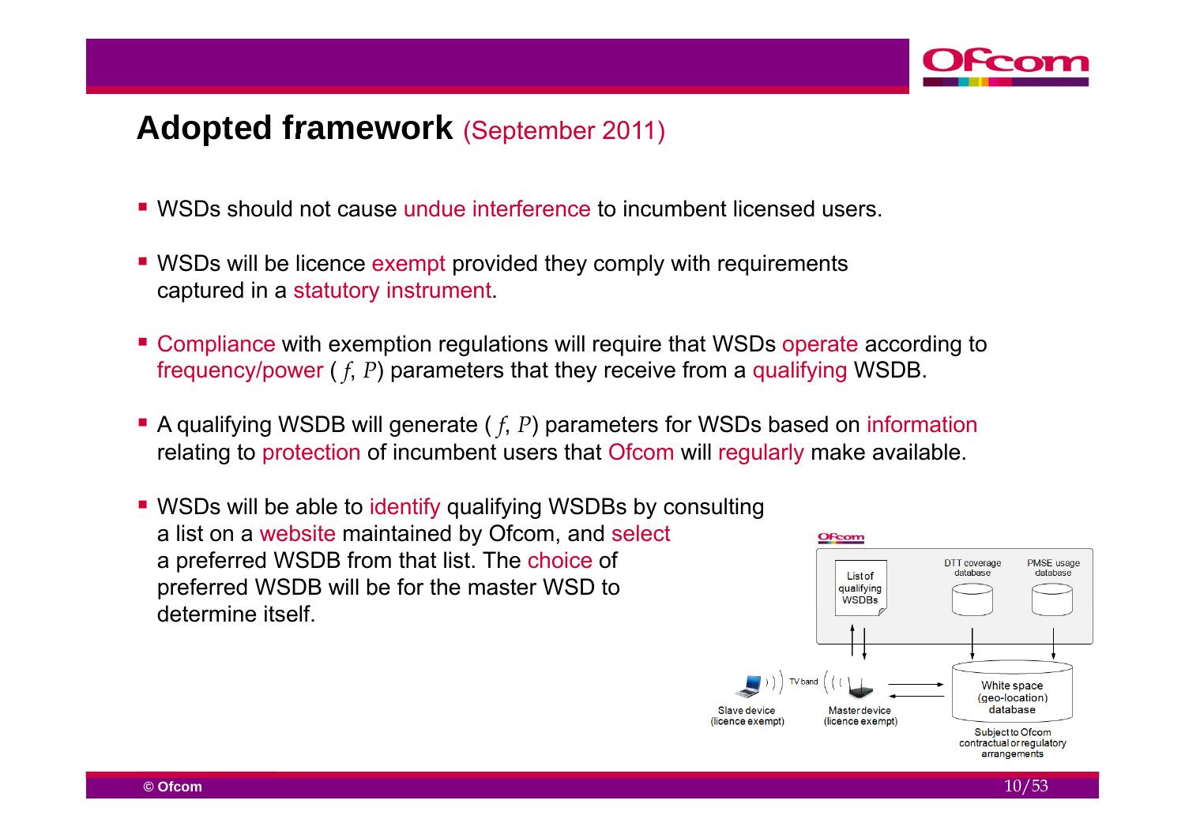# Adopted framework (September 2011)

- WSDs should not cause undue interference to incumbent licensed users.
- WSDs will be licence exempt provided they comply with requirements captured in a statutory instrument.
- Compliance with exemption regulations will require that WSDs operate according to frequency/power ( $f$, $P$) parameters that they receive from a qualifying WSDB.
- A qualifying WSDB will generate ( $f$, $P$) parameters for WSDs based on information relating to protection of incumbent users that Ofcom will regularly make available.
- WSDs will be able to identify qualifying WSDBs by consulting a list on a website maintained by Ofcom, and select a preferred WSDB from that list. The choice of preferred WSDB will be for the master WSD to determine itself.

Ofcom

List of qualifying WSDBs

DTT coverage database

PMSE usage database

Slave device (licence exempt)

TV band

Master device (licence exempt)

White space (geo-location) database

Subject to Ofcom contractual or regulatory arrangements

© Ofcom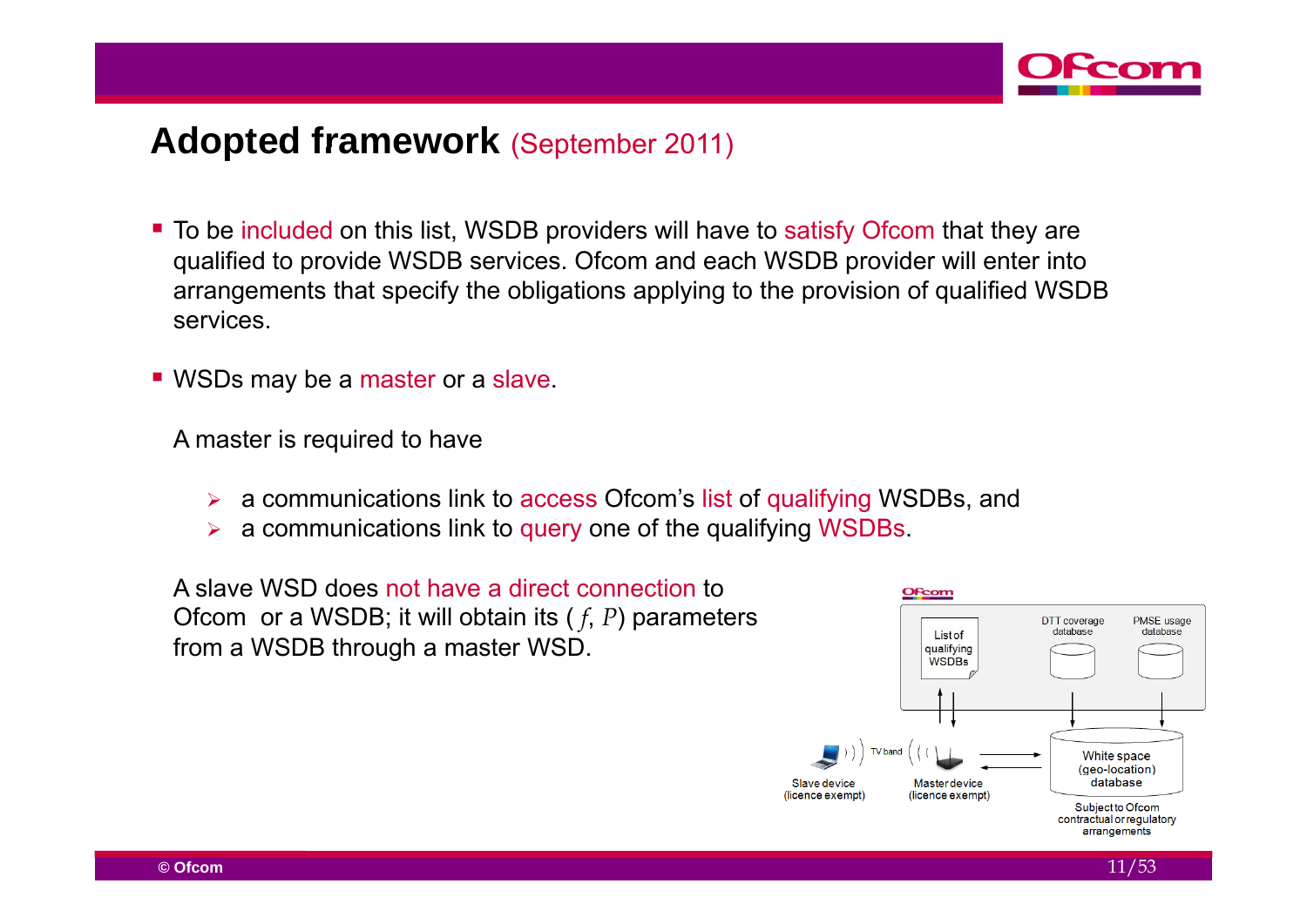# Adopted framework (September 2011)

- To be included on this list, WSDB providers will have to satisfy Ofcom that they are qualified to provide WSDB services. Ofcom and each WSDB provider will enter into arrangements that specify the obligations applying to the provision of qualified WSDB services.

- WSDs may be a master or a slave.

  A master is required to have

  - a communications link to access Ofcom's list of qualifying WSDBs, and
  - a communications link to query one of the qualifying WSDBs.

  A slave WSD does not have a direct connection to Ofcom or a WSDB; it will obtain its ( $f$, $P$) parameters from a WSDB through a master WSD.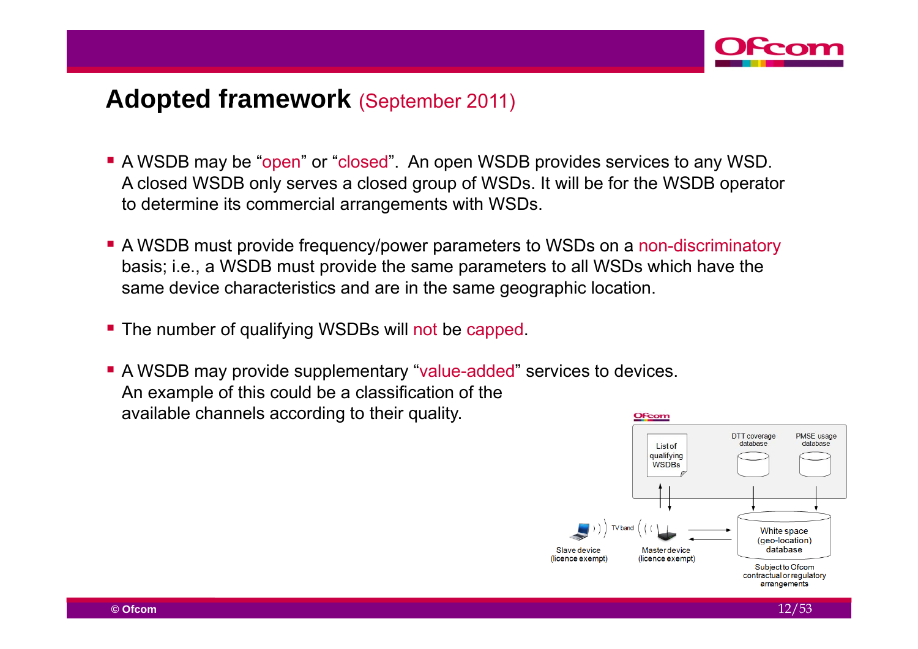# Adopted framework (September 2011)

- A WSDB may be "open" or "closed". An open WSDB provides services to any WSD. A closed WSDB only serves a closed group of WSDs. It will be for the WSDB operator to determine its commercial arrangements with WSDs.
- A WSDB must provide frequency/power parameters to WSDs on a non-discriminatory basis; i.e., a WSDB must provide the same parameters to all WSDs which have the same device characteristics and are in the same geographic location.
- The number of qualifying WSDBs will not be capped.
- A WSDB may provide supplementary "value-added" services to devices. An example of this could be a classification of the available channels according to their quality.

Ofcom

List of qualifying WSDBs

DTT coverage database

PMSE usage database

Slave device (licence exempt)

TV band

Master device (licence exempt)

White space (geo-location) database

Subject to Ofcom contractual or regulatory arrangements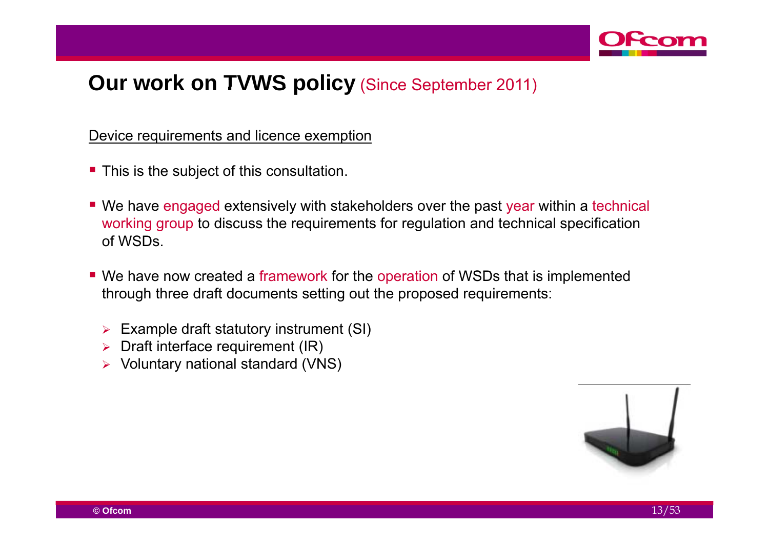# Our work on TVWS policy (Since September 2011)

Device requirements and licence exemption

- This is the subject of this consultation.
- We have engaged extensively with stakeholders over the past year within a technical working group to discuss the requirements for regulation and technical specification of WSDs.
- We have now created a framework for the operation of WSDs that is implemented through three draft documents setting out the proposed requirements:
  - Example draft statutory instrument (SI)
  - Draft interface requirement (IR)
  - Voluntary national standard (VNS)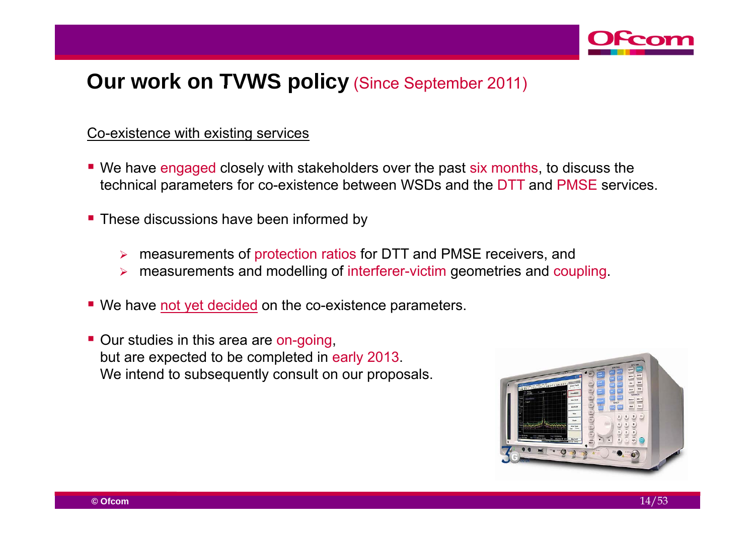# Our work on TVWS policy (Since September 2011)

Co-existence with existing services

- We have engaged closely with stakeholders over the past six months, to discuss the technical parameters for co-existence between WSDs and the DTT and PMSE services.
- These discussions have been informed by
  - measurements of protection ratios for DTT and PMSE receivers, and
  - measurements and modelling of interferer-victim geometries and coupling.
- We have not yet decided on the co-existence parameters.
- Our studies in this area are on-going,
  but are expected to be completed in early 2013.
  We intend to subsequently consult on our proposals.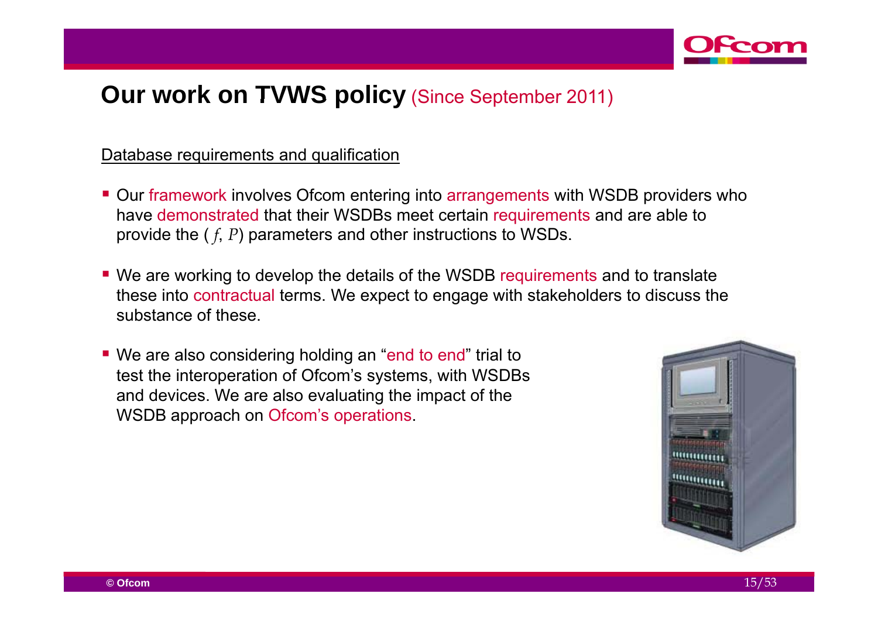# Our work on TVWS policy (Since September 2011)

Database requirements and qualification

- Our framework involves Ofcom entering into arrangements with WSDB providers who have demonstrated that their WSDBs meet certain requirements and are able to provide the ( $f$, $P$) parameters and other instructions to WSDs.
- We are working to develop the details of the WSDB requirements and to translate these into contractual terms. We expect to engage with stakeholders to discuss the substance of these.
- We are also considering holding an "end to end" trial to test the interoperation of Ofcom's systems, with WSDBs and devices. We are also evaluating the impact of the WSDB approach on Ofcom's operations.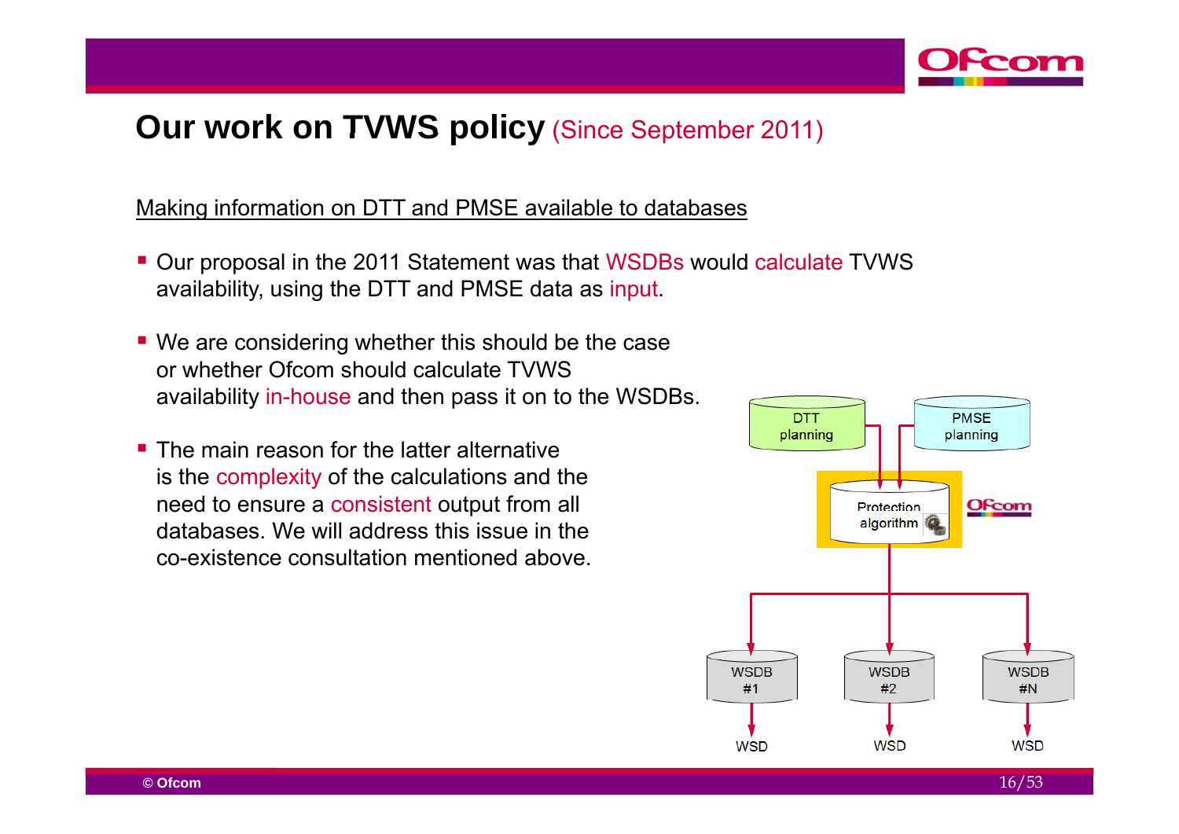# Our work on TVWS policy (Since September 2011)

Making information on DTT and PMSE available to databases

- Our proposal in the 2011 Statement was that WSDBs would calculate TVWS availability, using the DTT and PMSE data as input.
- We are considering whether this should be the case or whether Ofcom should calculate TVWS availability in-house and then pass it on to the WSDBs.
- The main reason for the latter alternative is the complexity of the calculations and the need to ensure a consistent output from all databases. We will address this issue in the co-existence consultation mentioned above.

DTT planning

PMSE planning

Protection algorithm

Ofcom

WSDB #1

WSDB #2

WSDB #N

WSD

WSD

WSD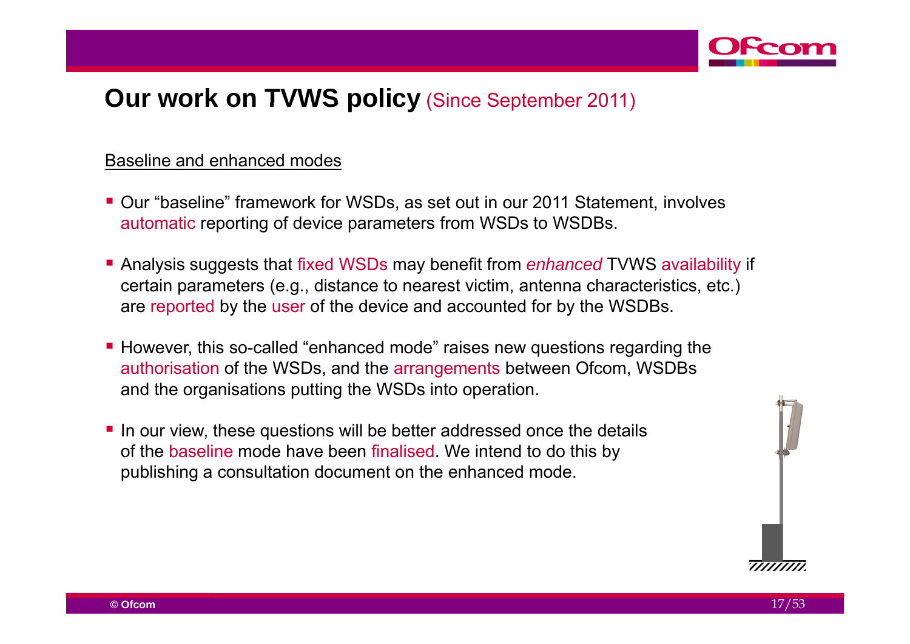# Our work on TVWS policy (Since September 2011)

Baseline and enhanced modes

- Our "baseline" framework for WSDs, as set out in our 2011 Statement, involves automatic reporting of device parameters from WSDs to WSDBs.
- Analysis suggests that fixed WSDs may benefit from *enhanced* TVWS availability if certain parameters (e.g., distance to nearest victim, antenna characteristics, etc.) are reported by the user of the device and accounted for by the WSDBs.
- However, this so-called "enhanced mode" raises new questions regarding the authorisation of the WSDs, and the arrangements between Ofcom, WSDBs and the organisations putting the WSDs into operation.
- In our view, these questions will be better addressed once the details of the baseline mode have been finalised. We intend to do this by publishing a consultation document on the enhanced mode.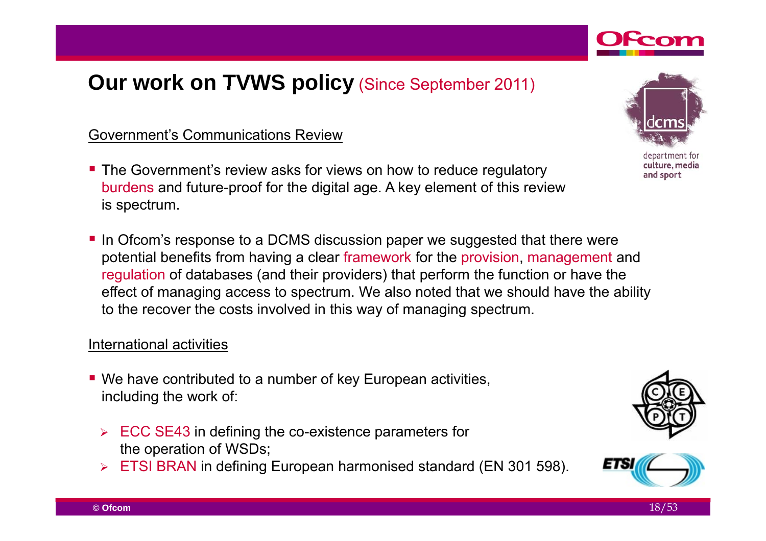# Our work on TVWS policy (Since September 2011)

Government's Communications Review

- The Government's review asks for views on how to reduce regulatory burdens and future-proof for the digital age. A key element of this review is spectrum.
- In Ofcom's response to a DCMS discussion paper we suggested that there were potential benefits from having a clear framework for the provision, management and regulation of databases (and their providers) that perform the function or have the effect of managing access to spectrum. We also noted that we should have the ability to the recover the costs involved in this way of managing spectrum.

International activities

- We have contributed to a number of key European activities, including the work of:
  - ECC SE43 in defining the co-existence parameters for the operation of WSDs;
  - ETSI BRAN in defining European harmonised standard (EN 301 598).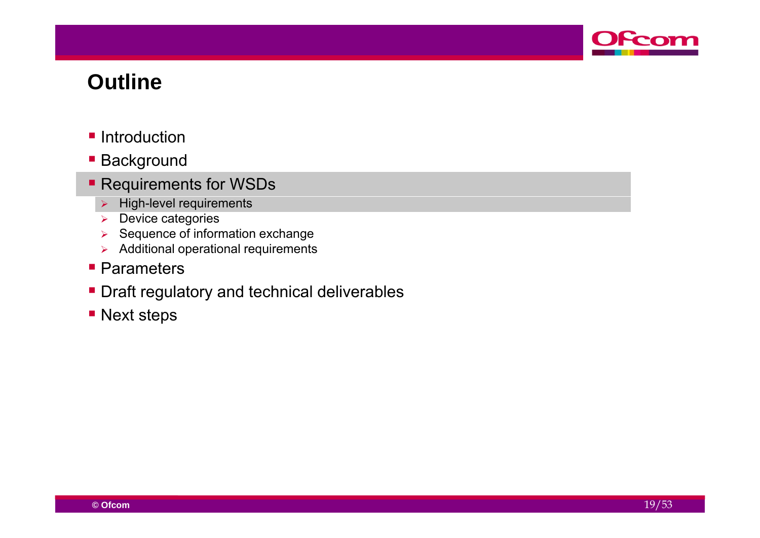# Outline

- Introduction
- Background
- Requirements for WSDs
  - High-level requirements
  - Device categories
  - Sequence of information exchange
  - Additional operational requirements
- Parameters
- Draft regulatory and technical deliverables
- Next steps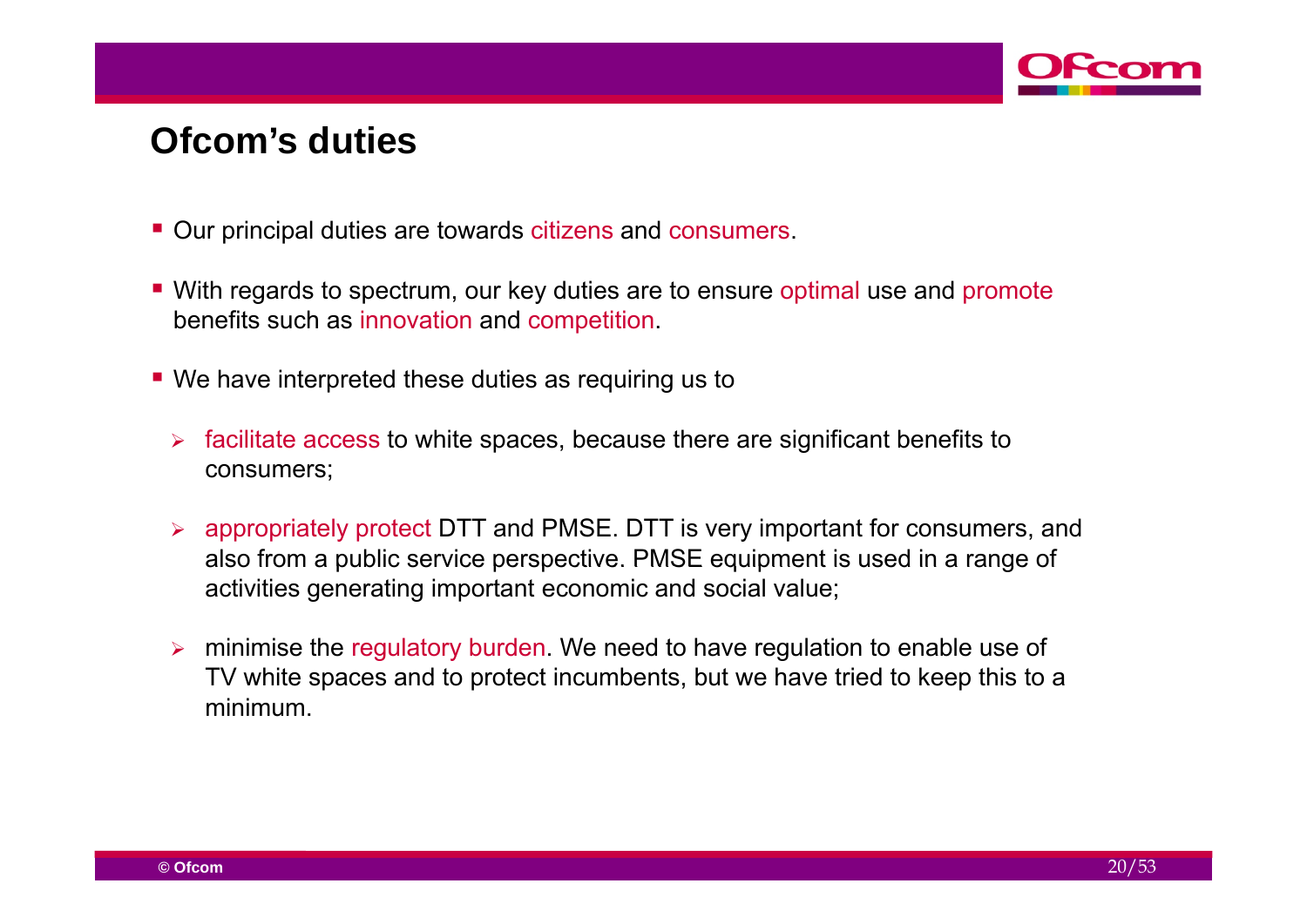# Ofcom's duties

- Our principal duties are towards citizens and consumers.
- With regards to spectrum, our key duties are to ensure optimal use and promote benefits such as innovation and competition.
- We have interpreted these duties as requiring us to
  - facilitate access to white spaces, because there are significant benefits to consumers;
  - appropriately protect DTT and PMSE. DTT is very important for consumers, and also from a public service perspective. PMSE equipment is used in a range of activities generating important economic and social value;
  - minimise the regulatory burden. We need to have regulation to enable use of TV white spaces and to protect incumbents, but we have tried to keep this to a minimum.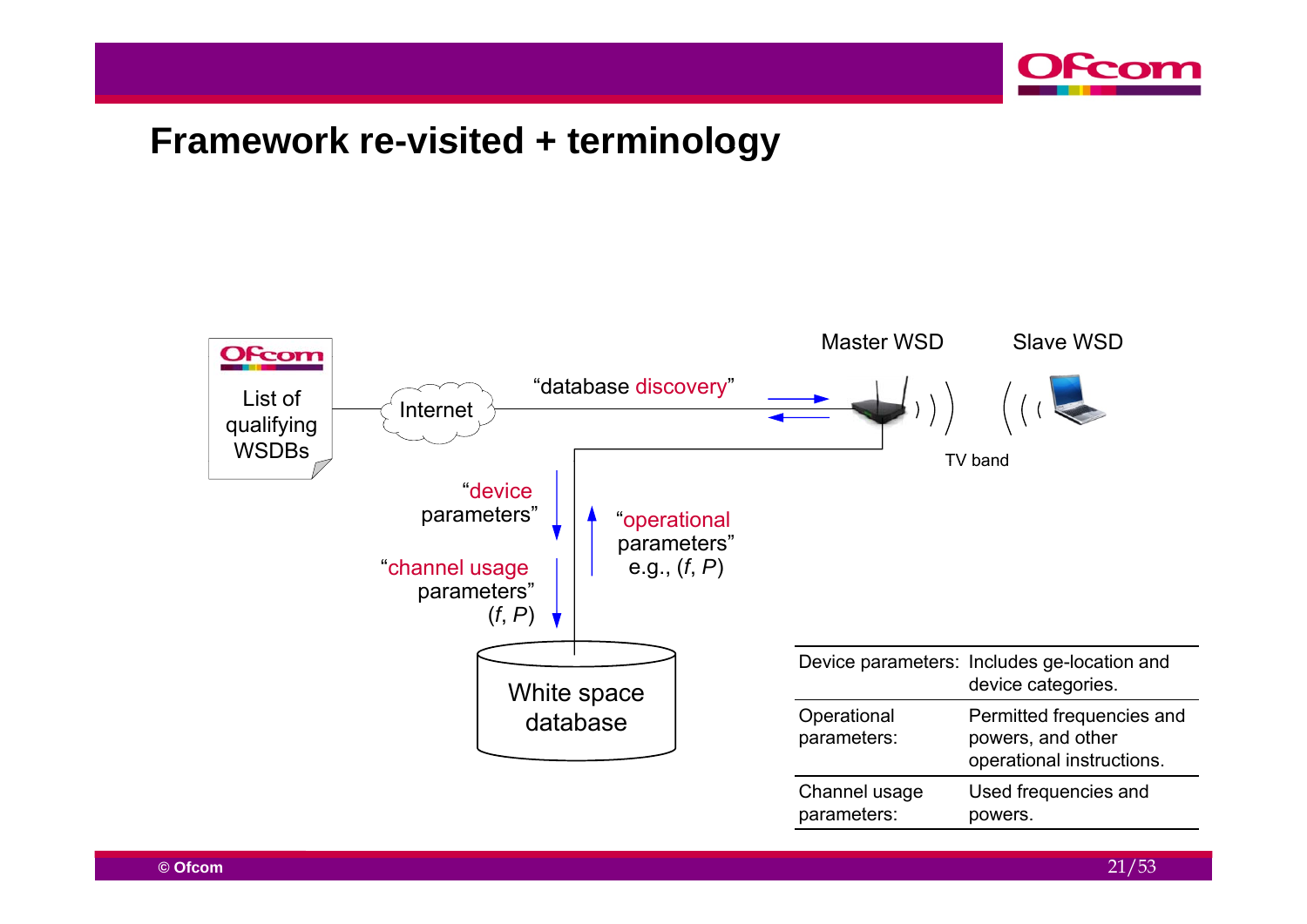# Framework re-visited + terminology

List of qualifying WSDBs

Internet

"database discovery"

Master WSD

Slave WSD

TV band

"device parameters"

"channel usage parameters" ($f$, $P$)

"operational parameters" e.g., ($f$, $P$)

White space database

| | |
|---|---|
| Device parameters: | Includes ge-location and device categories. |
| Operational parameters: | Permitted frequencies and powers, and other operational instructions. |
| Channel usage parameters: | Used frequencies and powers. |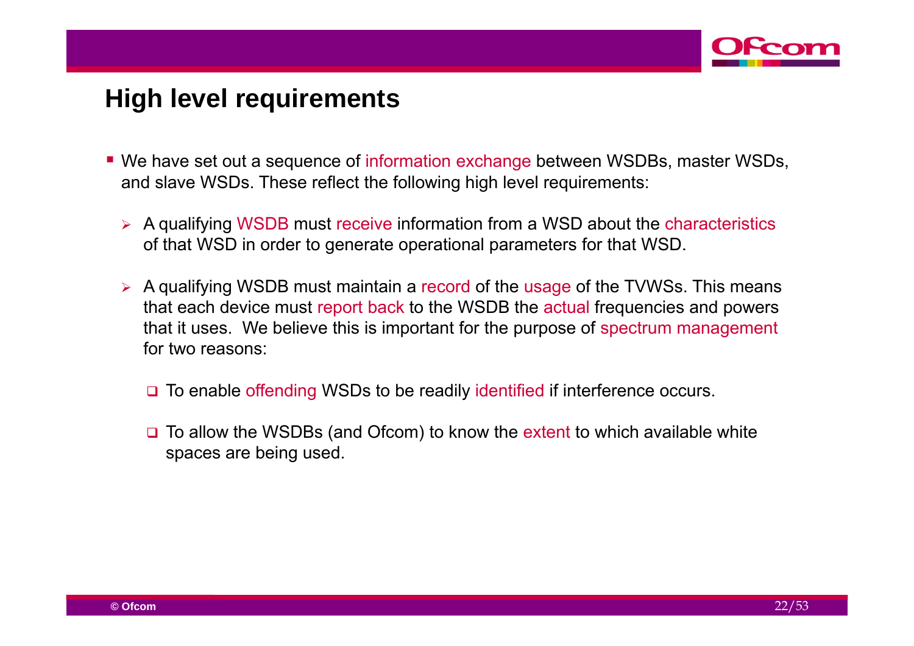## High level requirements

- We have set out a sequence of information exchange between WSDBs, master WSDs, and slave WSDs. These reflect the following high level requirements:
  - A qualifying WSDB must receive information from a WSD about the characteristics of that WSD in order to generate operational parameters for that WSD.
  - A qualifying WSDB must maintain a record of the usage of the TVWSs. This means that each device must report back to the WSDB the actual frequencies and powers that it uses. We believe this is important for the purpose of spectrum management for two reasons:
    - To enable offending WSDs to be readily identified if interference occurs.
    - To allow the WSDBs (and Ofcom) to know the extent to which available white spaces are being used.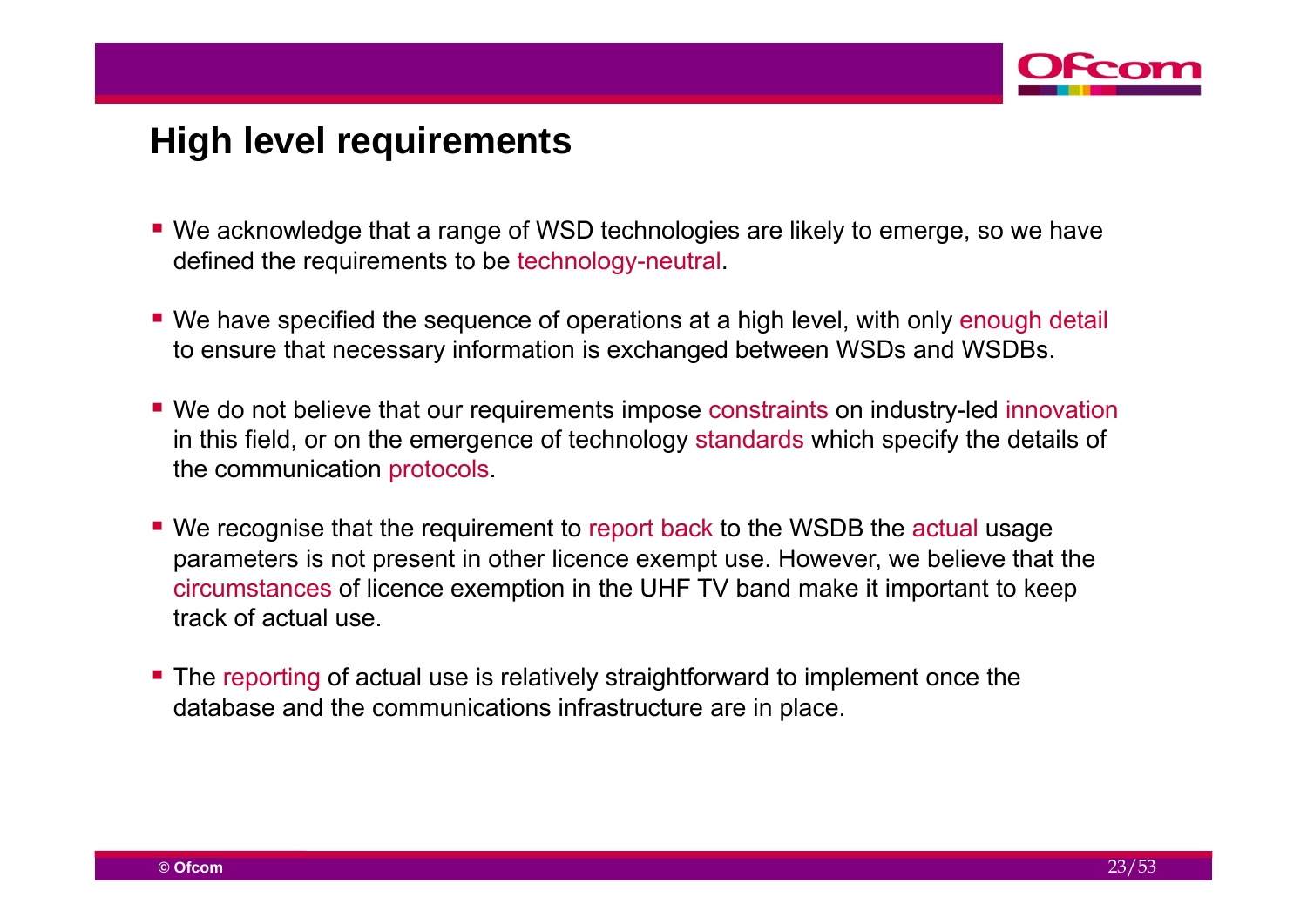## High level requirements

- We acknowledge that a range of WSD technologies are likely to emerge, so we have defined the requirements to be technology-neutral.
- We have specified the sequence of operations at a high level, with only enough detail to ensure that necessary information is exchanged between WSDs and WSDBs.
- We do not believe that our requirements impose constraints on industry-led innovation in this field, or on the emergence of technology standards which specify the details of the communication protocols.
- We recognise that the requirement to report back to the WSDB the actual usage parameters is not present in other licence exempt use. However, we believe that the circumstances of licence exemption in the UHF TV band make it important to keep track of actual use.
- The reporting of actual use is relatively straightforward to implement once the database and the communications infrastructure are in place.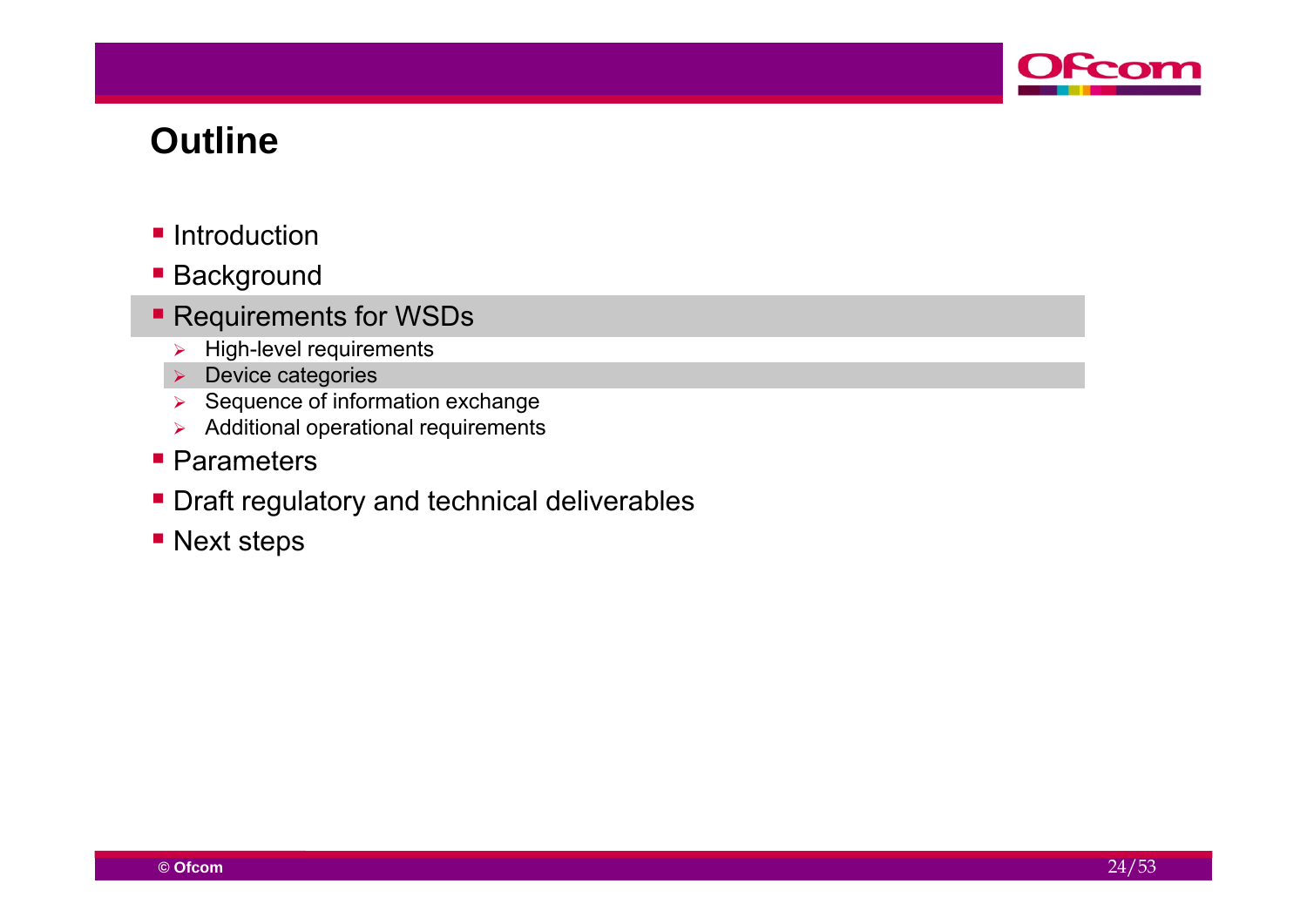# Outline

- Introduction
- Background
- Requirements for WSDs
  - High-level requirements
  - Device categories
  - Sequence of information exchange
  - Additional operational requirements
- Parameters
- Draft regulatory and technical deliverables
- Next steps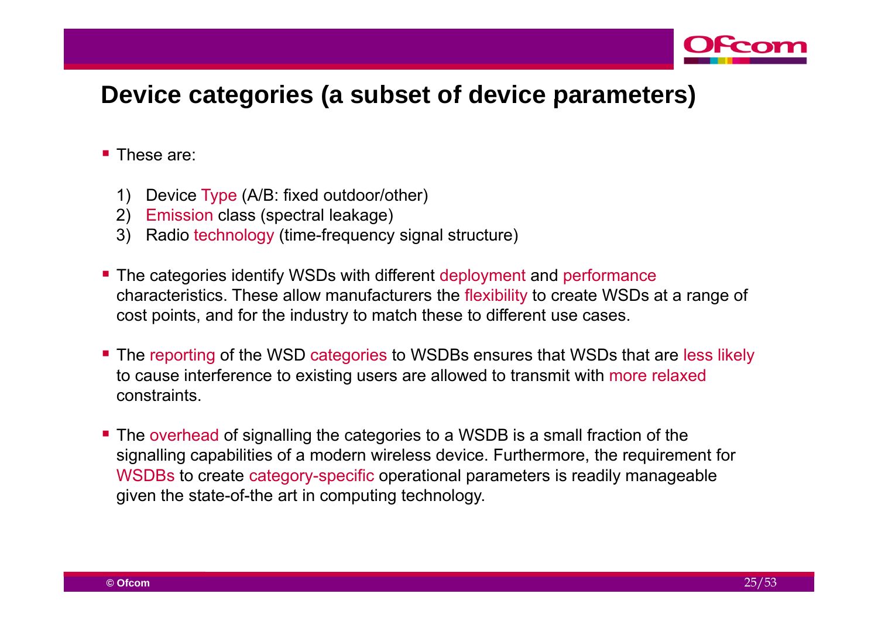# Device categories (a subset of device parameters)

- These are:

  1) Device Type (A/B: fixed outdoor/other)
  2) Emission class (spectral leakage)
  3) Radio technology (time-frequency signal structure)

- The categories identify WSDs with different deployment and performance characteristics. These allow manufacturers the flexibility to create WSDs at a range of cost points, and for the industry to match these to different use cases.

- The reporting of the WSD categories to WSDBs ensures that WSDs that are less likely to cause interference to existing users are allowed to transmit with more relaxed constraints.

- The overhead of signalling the categories to a WSDB is a small fraction of the signalling capabilities of a modern wireless device. Furthermore, the requirement for WSDBs to create category-specific operational parameters is readily manageable given the state-of-the art in computing technology.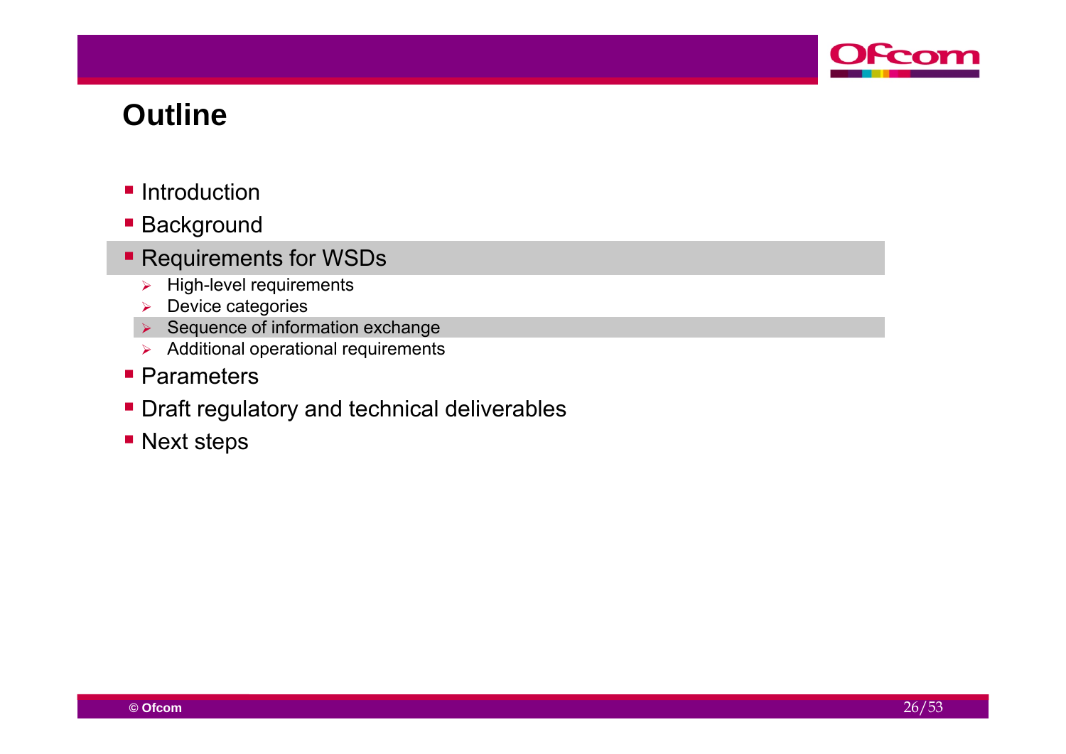# Outline

- Introduction
- Background
- Requirements for WSDs
  - High-level requirements
  - Device categories
  - Sequence of information exchange
  - Additional operational requirements
- Parameters
- Draft regulatory and technical deliverables
- Next steps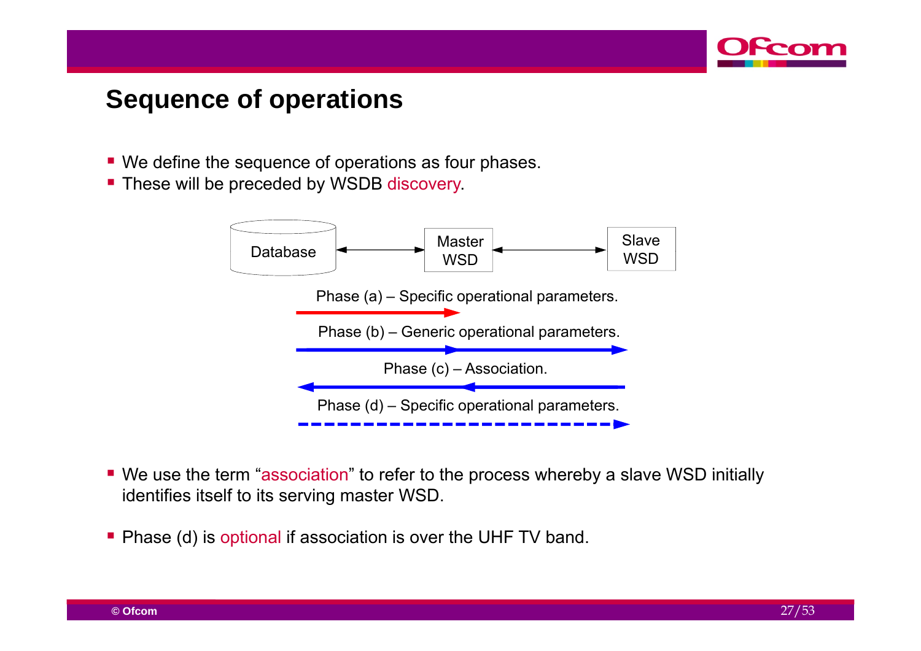# Sequence of operations

- We define the sequence of operations as four phases.
- These will be preceded by WSDB discovery.

Database ↔ Master WSD ↔ Slave WSD

Phase (a) – Specific operational parameters.

Phase (b) – Generic operational parameters.

Phase (c) – Association.

Phase (d) – Specific operational parameters.

- We use the term “association” to refer to the process whereby a slave WSD initially identifies itself to its serving master WSD.

- Phase (d) is optional if association is over the UHF TV band.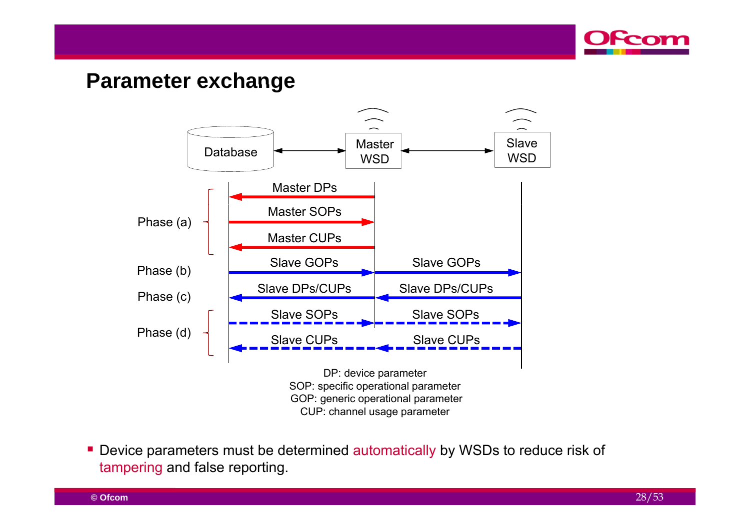## Parameter exchange

Database ↔ Master WSD ↔ Slave WSD

| Phase | Database ↔ Master WSD | Master WSD ↔ Slave WSD |
|---|---|---|
| Phase (a) | Master DPs (Master WSD → Database) | |
| | Master SOPs (Database → Master WSD) | |
| | Master CUPs (Master WSD → Database) | |
| Phase (b) | Slave GOPs (Database → Master WSD) | Slave GOPs (Master WSD → Slave WSD) |
| Phase (c) | Slave DPs/CUPs (Master WSD → Database) | Slave DPs/CUPs (Slave WSD → Master WSD) |
| Phase (d) | Slave SOPs (Database → Master WSD) | Slave SOPs (Master WSD → Slave WSD) |
| | Slave CUPs (Master WSD → Database) | Slave CUPs (Slave WSD → Master WSD) |

DP: device parameter
SOP: specific operational parameter
GOP: generic operational parameter
CUP: channel usage parameter

- Device parameters must be determined automatically by WSDs to reduce risk of tampering and false reporting.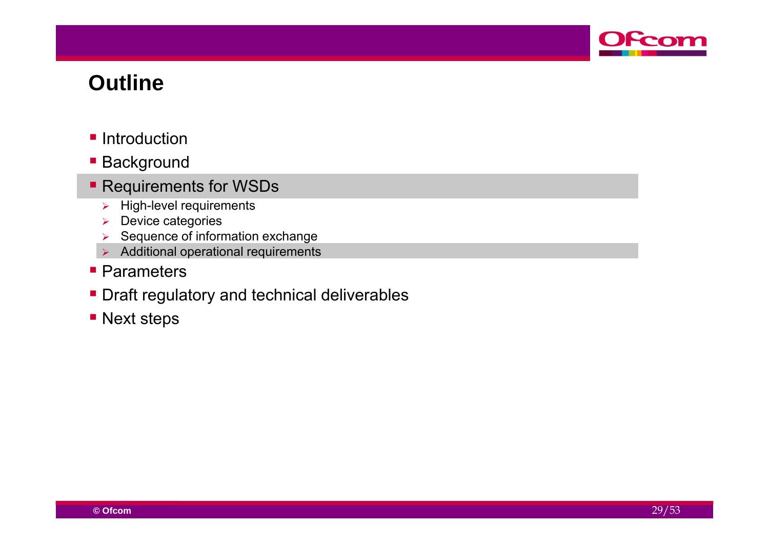# Outline

- Introduction
- Background
- Requirements for WSDs
  - High-level requirements
  - Device categories
  - Sequence of information exchange
  - Additional operational requirements
- Parameters
- Draft regulatory and technical deliverables
- Next steps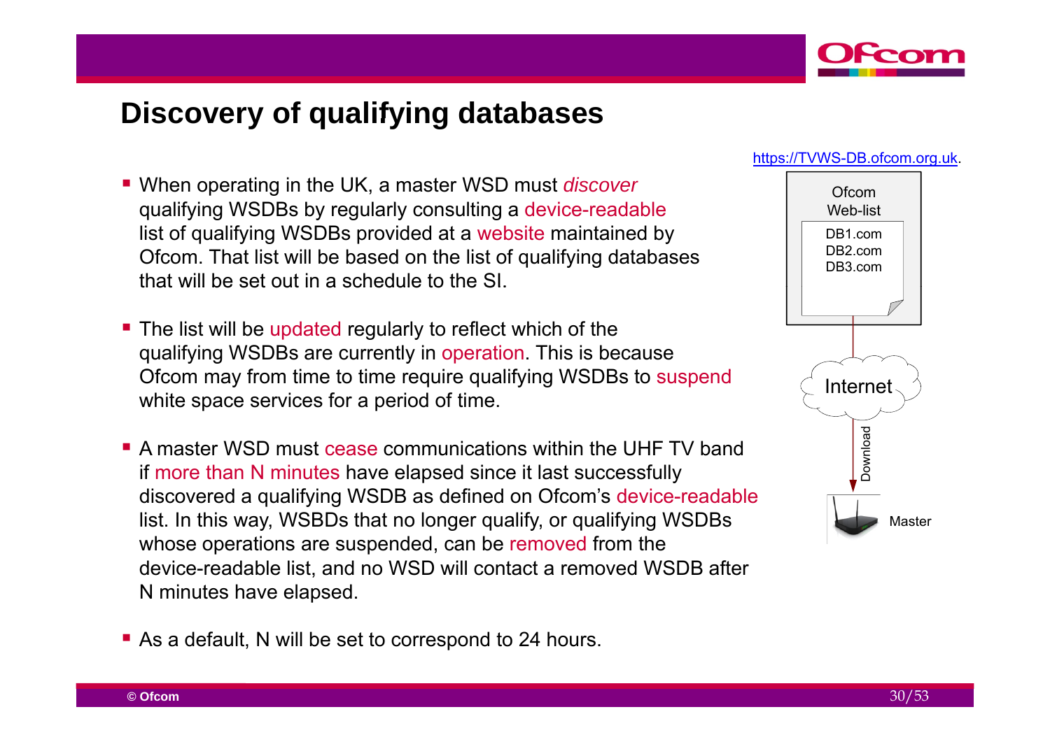# Discovery of qualifying databases

- When operating in the UK, a master WSD must *discover* qualifying WSDBs by regularly consulting a device-readable list of qualifying WSDBs provided at a website maintained by Ofcom. That list will be based on the list of qualifying databases that will be set out in a schedule to the SI.
- The list will be updated regularly to reflect which of the qualifying WSDBs are currently in operation. This is because Ofcom may from time to time require qualifying WSDBs to suspend white space services for a period of time.
- A master WSD must cease communications within the UHF TV band if more than N minutes have elapsed since it last successfully discovered a qualifying WSDB as defined on Ofcom's device-readable list. In this way, WSBDs that no longer qualify, or qualifying WSDBs whose operations are suspended, can be removed from the device-readable list, and no WSD will contact a removed WSDB after N minutes have elapsed.
- As a default, N will be set to correspond to 24 hours.

https://TVWS-DB.ofcom.org.uk.

Ofcom Web-list

DB1.com
DB2.com
DB3.com

Internet

Download

Master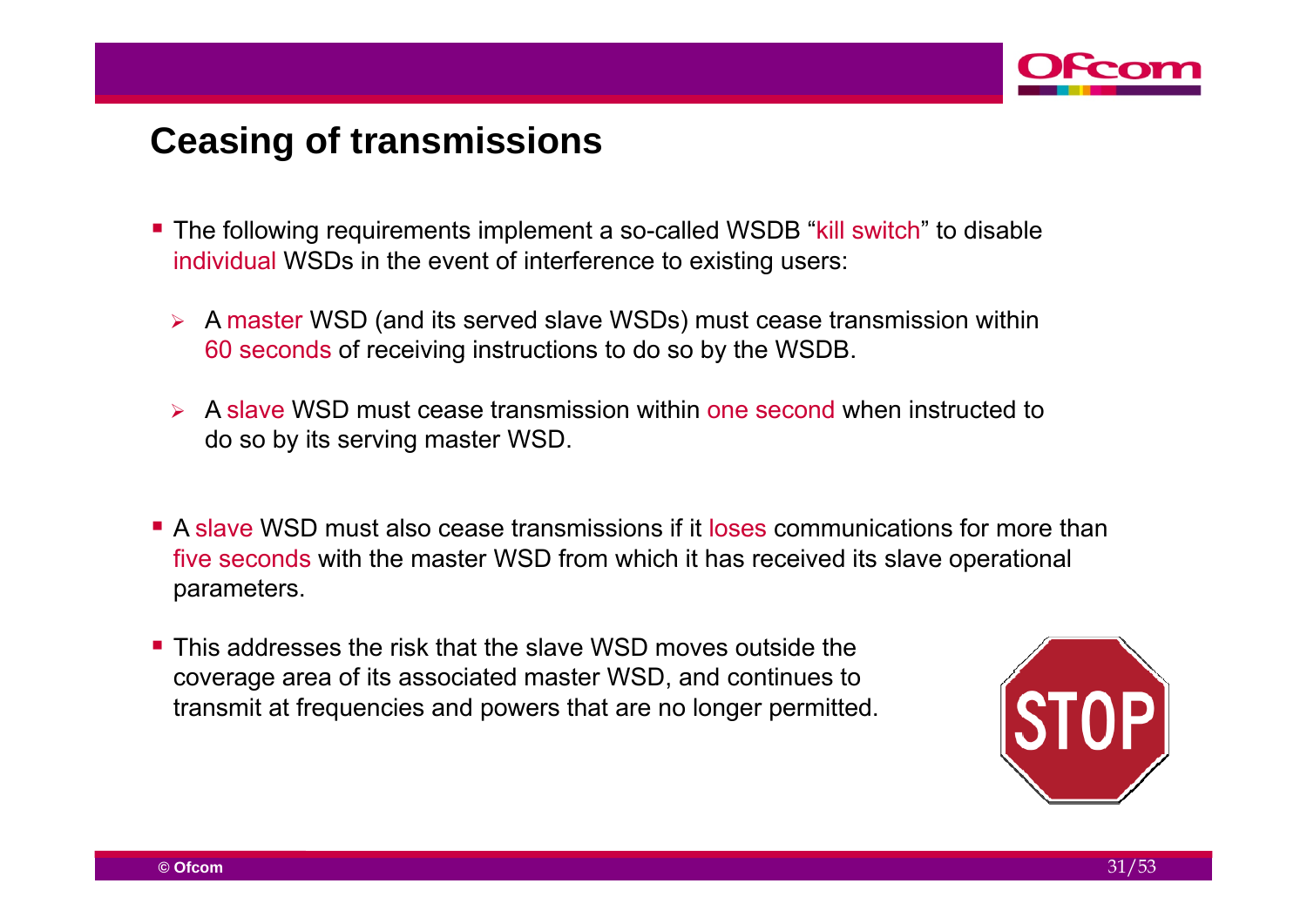# Ceasing of transmissions

- The following requirements implement a so-called WSDB "kill switch" to disable individual WSDs in the event of interference to existing users:
  - A master WSD (and its served slave WSDs) must cease transmission within 60 seconds of receiving instructions to do so by the WSDB.
  - A slave WSD must cease transmission within one second when instructed to do so by its serving master WSD.
- A slave WSD must also cease transmissions if it loses communications for more than five seconds with the master WSD from which it has received its slave operational parameters.
- This addresses the risk that the slave WSD moves outside the coverage area of its associated master WSD, and continues to transmit at frequencies and powers that are no longer permitted.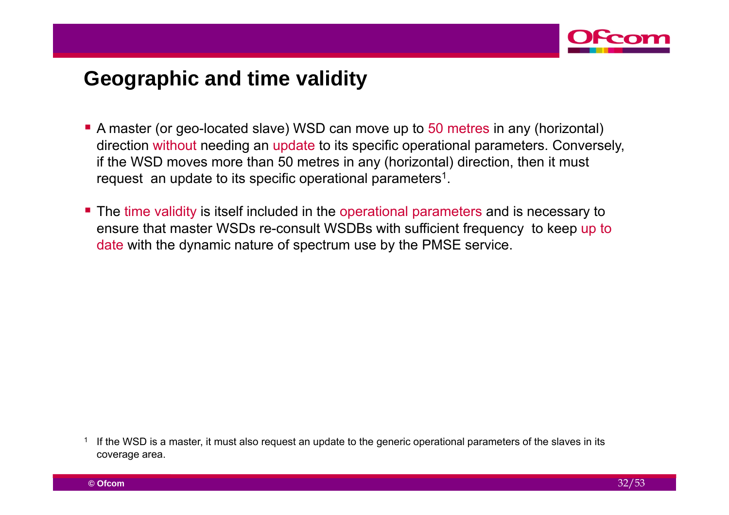## Geographic and time validity

- A master (or geo-located slave) WSD can move up to 50 metres in any (horizontal) direction without needing an update to its specific operational parameters. Conversely, if the WSD moves more than 50 metres in any (horizontal) direction, then it must request an update to its specific operational parameters[1].
- The time validity is itself included in the operational parameters and is necessary to ensure that master WSDs re-consult WSDBs with sufficient frequency to keep up to date with the dynamic nature of spectrum use by the PMSE service.

[1] If the WSD is a master, it must also request an update to the generic operational parameters of the slaves in its coverage area.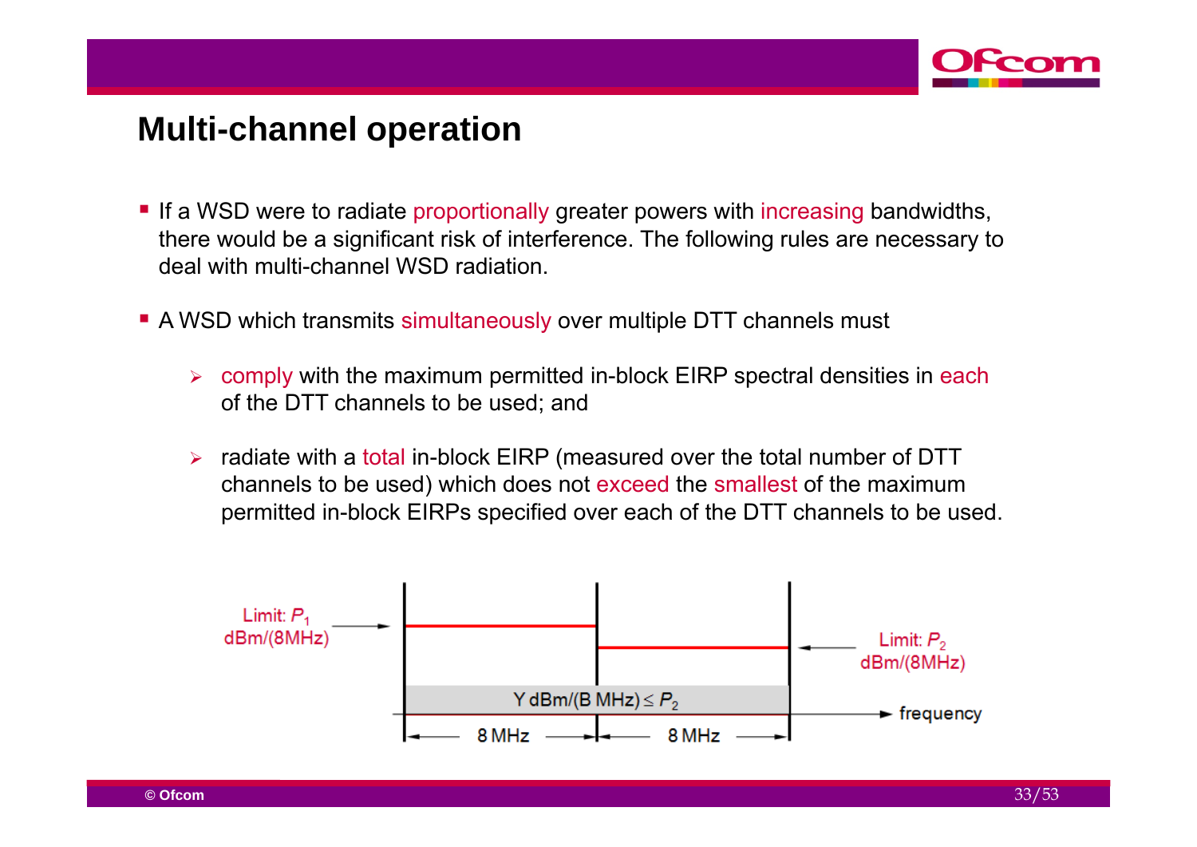# Multi-channel operation

- If a WSD were to radiate proportionally greater powers with increasing bandwidths, there would be a significant risk of interference. The following rules are necessary to deal with multi-channel WSD radiation.

- A WSD which transmits simultaneously over multiple DTT channels must

  - comply with the maximum permitted in-block EIRP spectral densities in each of the DTT channels to be used; and

  - radiate with a total in-block EIRP (measured over the total number of DTT channels to be used) which does not exceed the smallest of the maximum permitted in-block EIRPs specified over each of the DTT channels to be used.

Limit: $P_1$ dBm/(8MHz)

Limit: $P_2$ dBm/(8MHz)

Y dBm/(B MHz) $\leq P_2$

frequency

8 MHz    8 MHz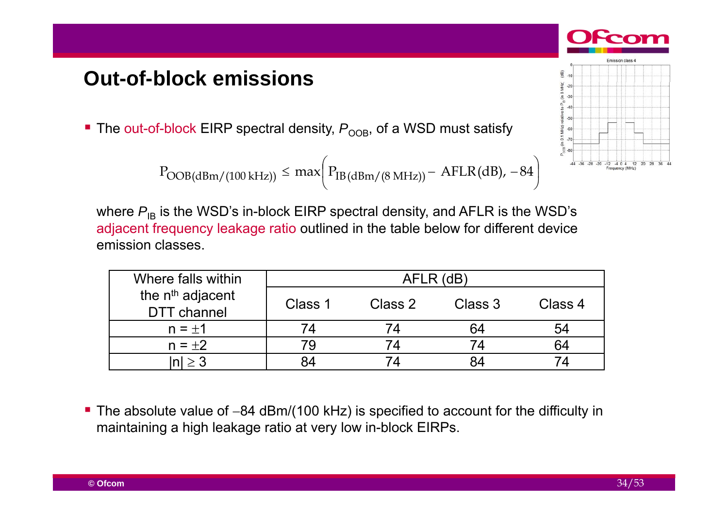# Out-of-block emissions

- The out-of-block EIRP spectral density, $P_{OOB}$, of a WSD must satisfy

$$P_{OOB(dBm/(100\,kHz))} \leq \max\left(P_{IB(dBm/(8\,MHz))} - \text{AFLR(dB)}, -84\right)$$

where $P_{IB}$ is the WSD's in-block EIRP spectral density, and AFLR is the WSD's adjacent frequency leakage ratio outlined in the table below for different device emission classes.

| Where falls within the n[th] adjacent DTT channel | AFLR (dB) | | | |
|---|---|---|---|---|
| | Class 1 | Class 2 | Class 3 | Class 4 |
| $n = \pm 1$ | 74 | 74 | 64 | 54 |
| $n = \pm 2$ | 79 | 74 | 74 | 64 |
| $\|n\| \geq 3$ | 84 | 74 | 84 | 74 |

- The absolute value of −84 dBm/(100 kHz) is specified to account for the difficulty in maintaining a high leakage ratio at very low in-block EIRPs.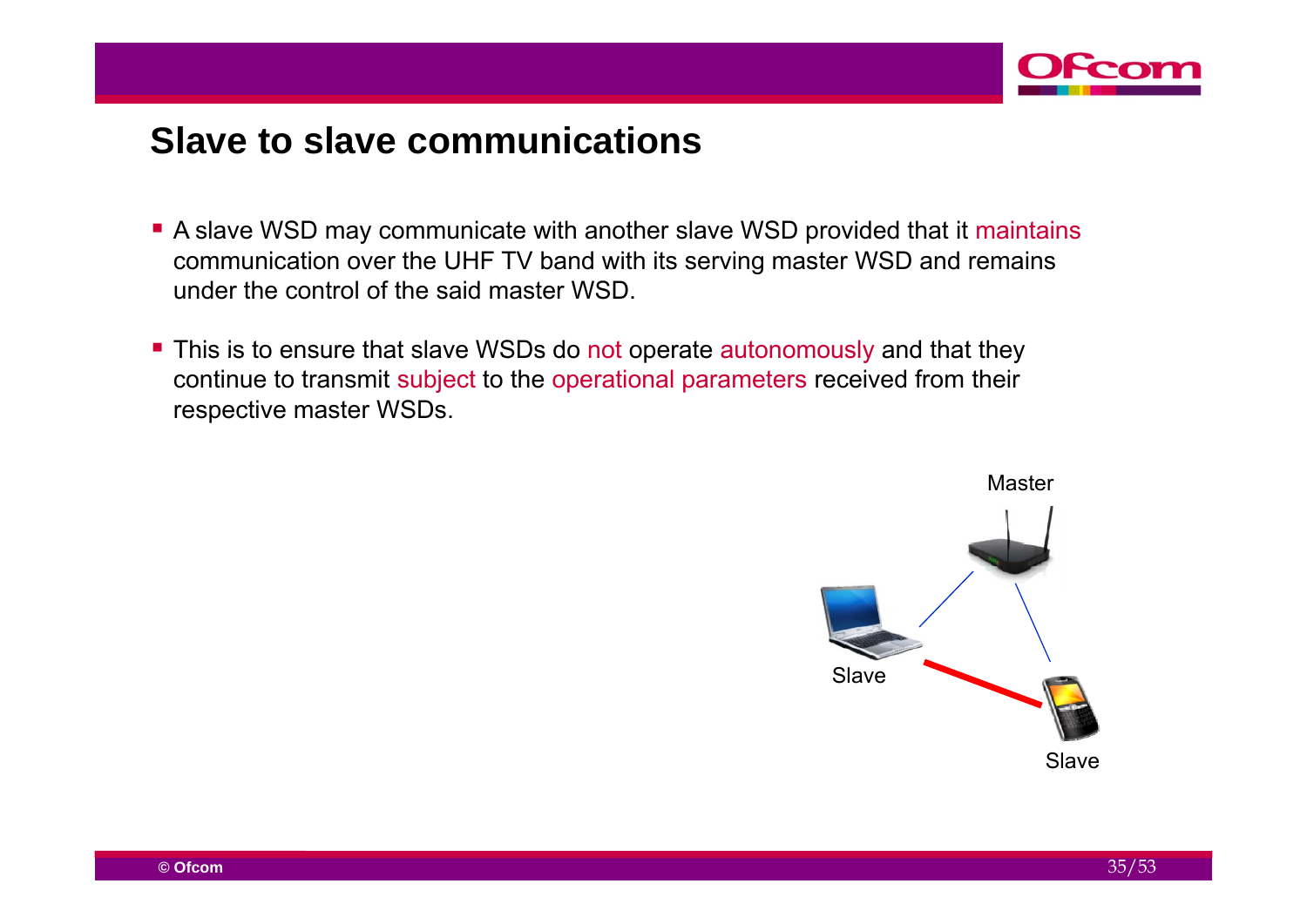## Slave to slave communications

- A slave WSD may communicate with another slave WSD provided that it maintains communication over the UHF TV band with its serving master WSD and remains under the control of the said master WSD.
- This is to ensure that slave WSDs do not operate autonomously and that they continue to transmit subject to the operational parameters received from their respective master WSDs.

Master

Slave

Slave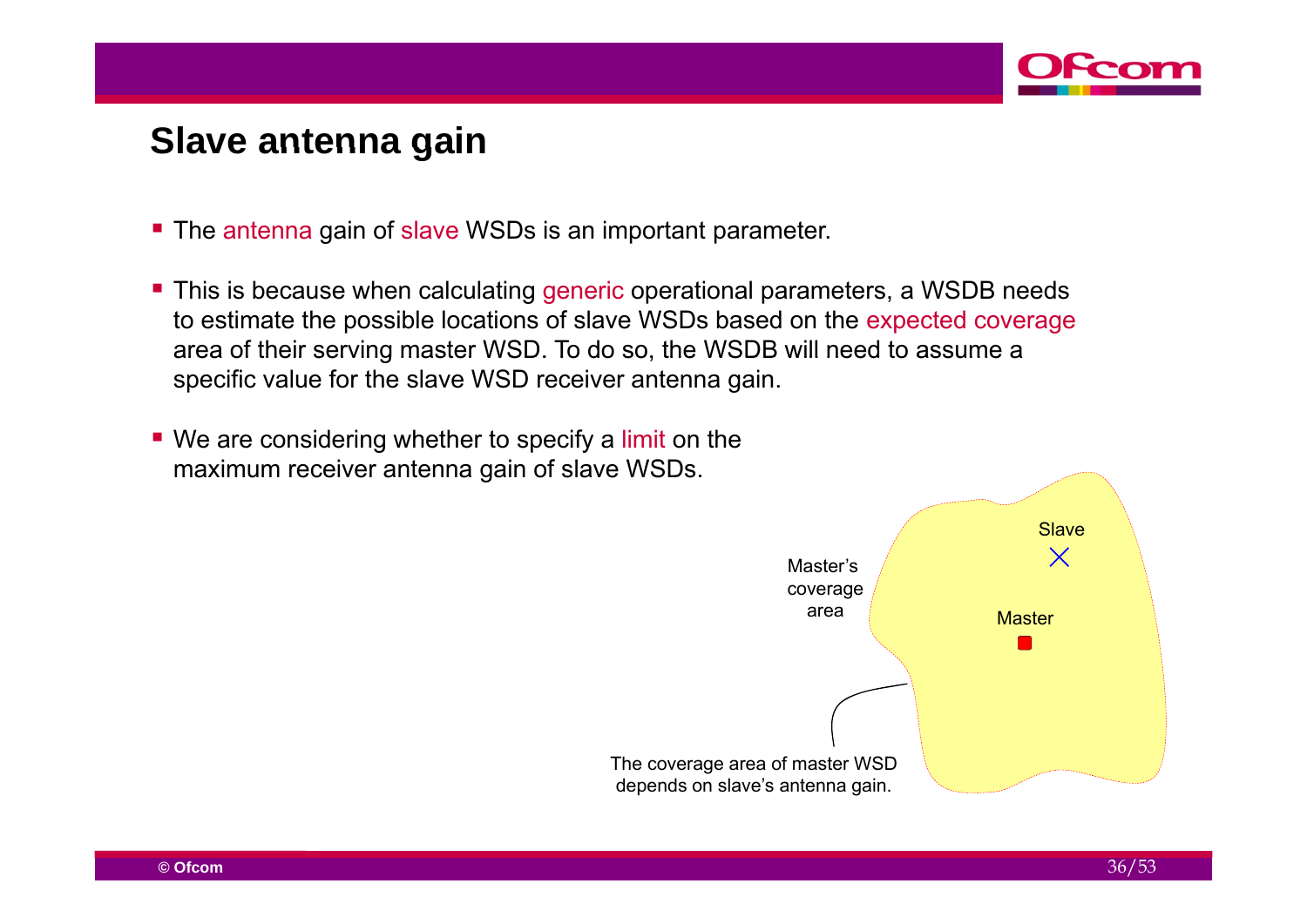# Slave antenna gain

- The antenna gain of slave WSDs is an important parameter.
- This is because when calculating generic operational parameters, a WSDB needs to estimate the possible locations of slave WSDs based on the expected coverage area of their serving master WSD. To do so, the WSDB will need to assume a specific value for the slave WSD receiver antenna gain.
- We are considering whether to specify a limit on the maximum receiver antenna gain of slave WSDs.

Master's coverage area

Slave

Master

The coverage area of master WSD depends on slave's antenna gain.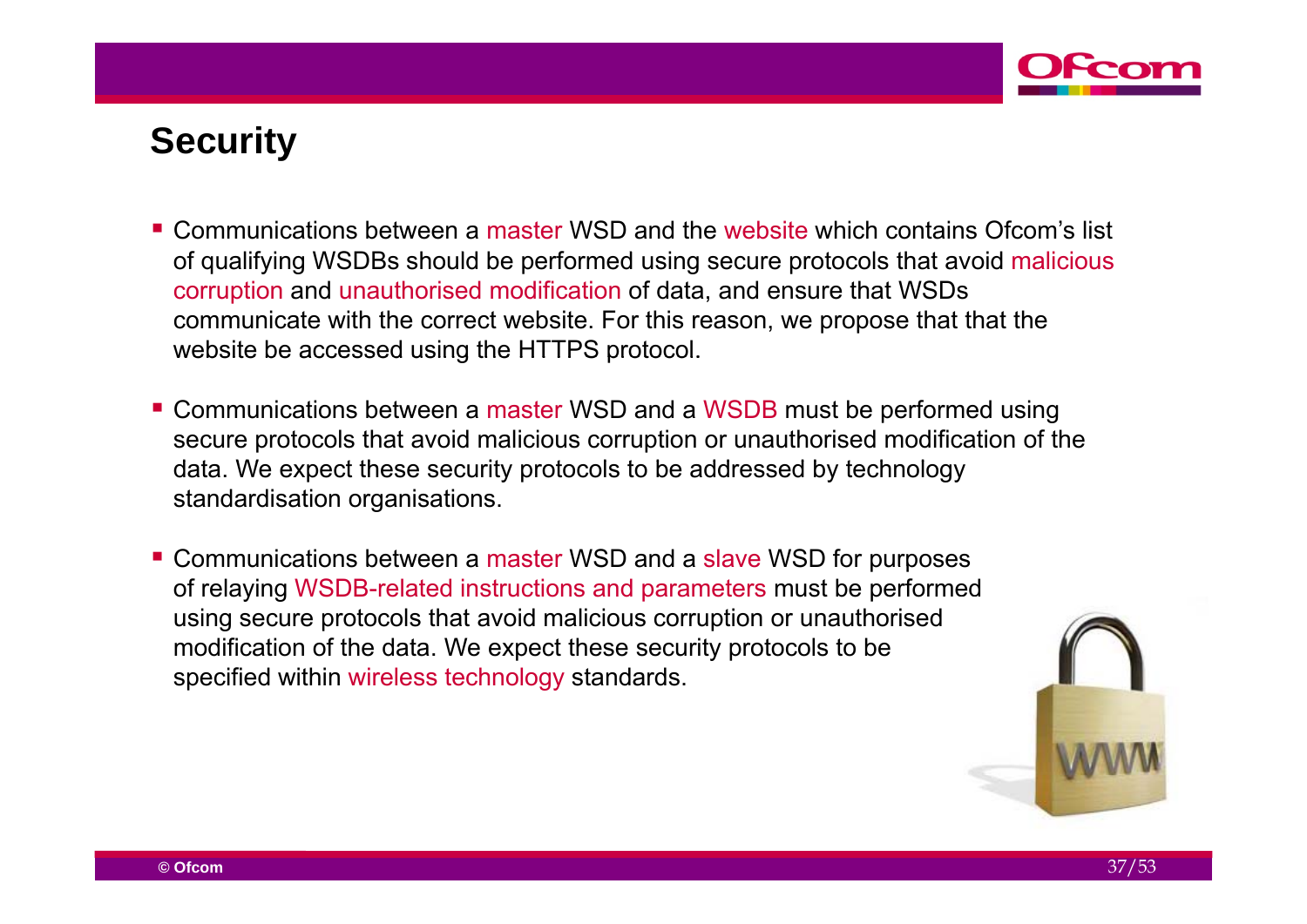## Security

- Communications between a master WSD and the website which contains Ofcom's list of qualifying WSDBs should be performed using secure protocols that avoid malicious corruption and unauthorised modification of data, and ensure that WSDs communicate with the correct website. For this reason, we propose that that the website be accessed using the HTTPS protocol.
- Communications between a master WSD and a WSDB must be performed using secure protocols that avoid malicious corruption or unauthorised modification of the data. We expect these security protocols to be addressed by technology standardisation organisations.
- Communications between a master WSD and a slave WSD for purposes of relaying WSDB-related instructions and parameters must be performed using secure protocols that avoid malicious corruption or unauthorised modification of the data. We expect these security protocols to be specified within wireless technology standards.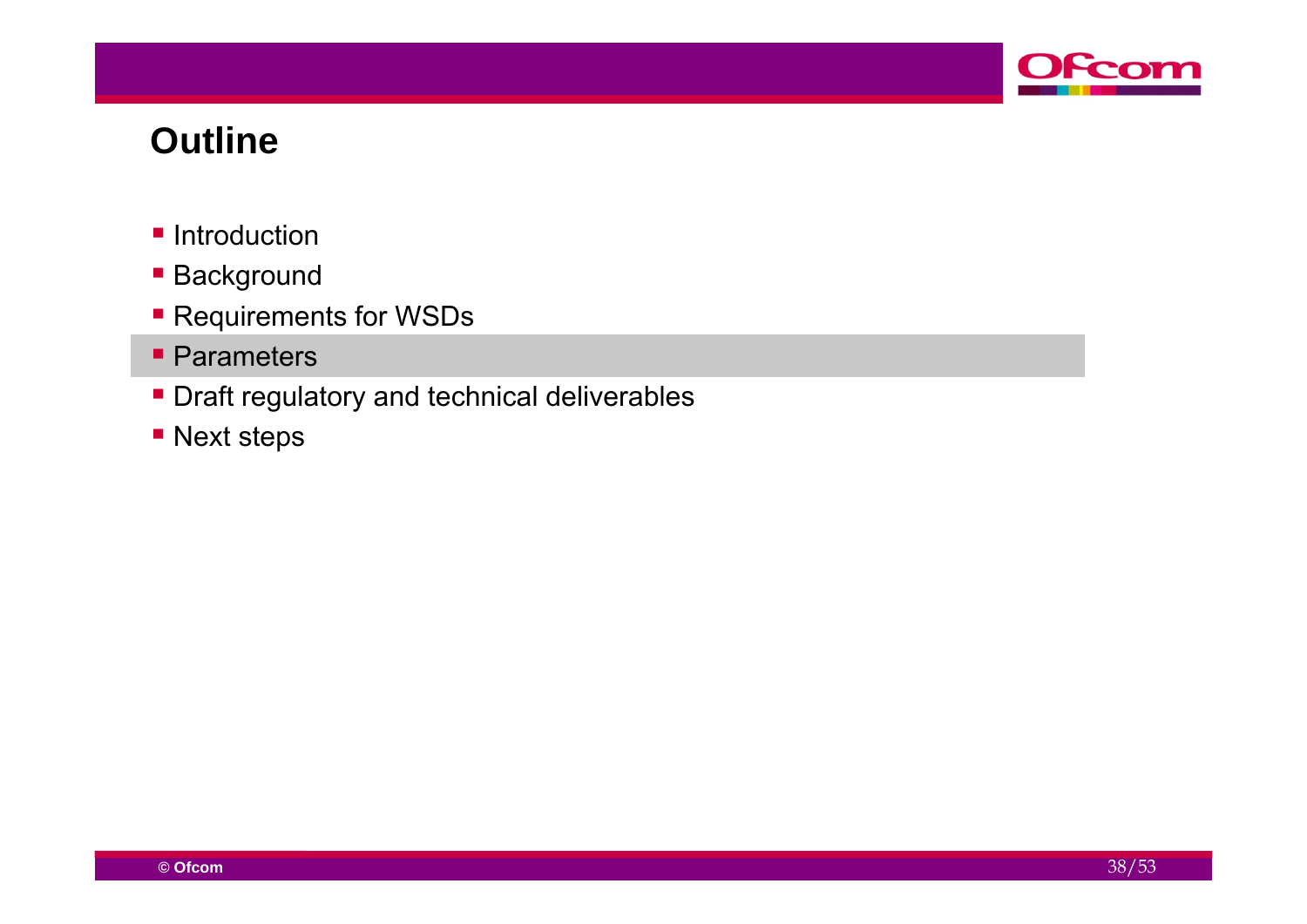## Outline

- Introduction
- Background
- Requirements for WSDs
- Parameters
- Draft regulatory and technical deliverables
- Next steps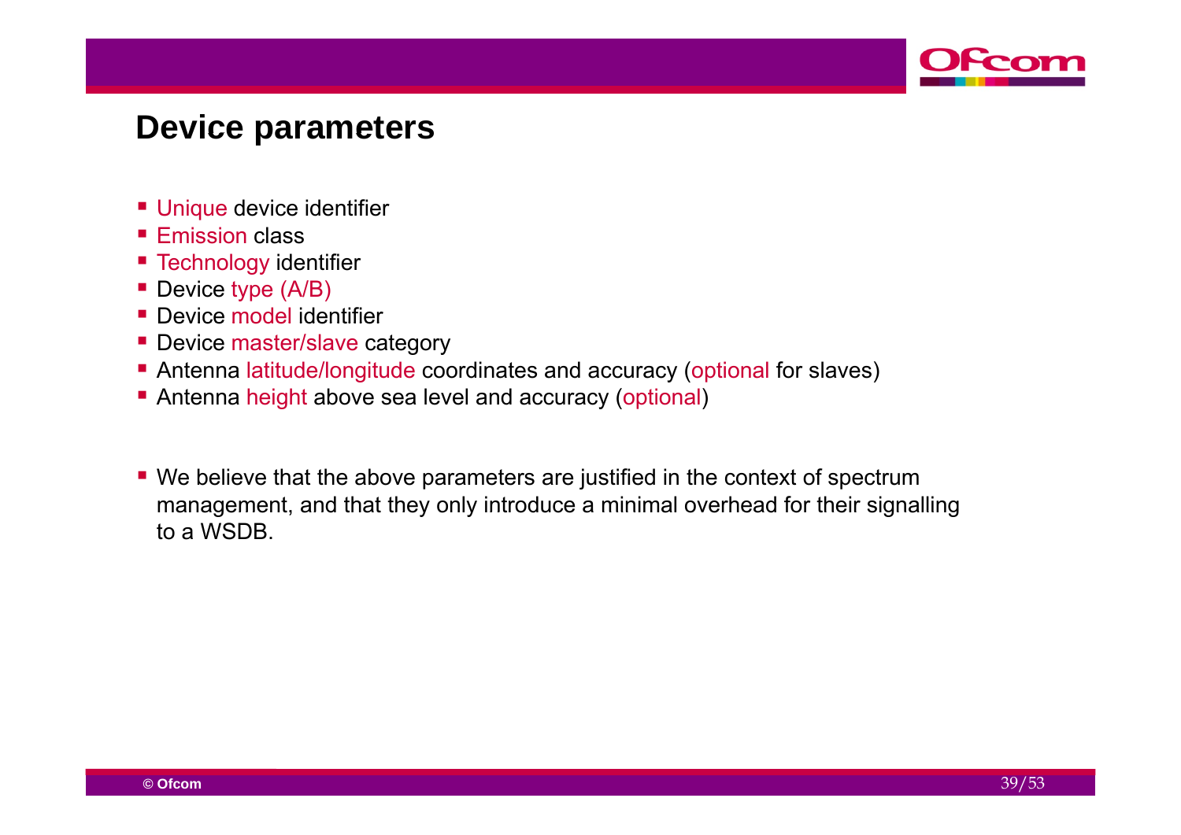# Device parameters

- Unique device identifier
- Emission class
- Technology identifier
- Device type (A/B)
- Device model identifier
- Device master/slave category
- Antenna latitude/longitude coordinates and accuracy (optional for slaves)
- Antenna height above sea level and accuracy (optional)

- We believe that the above parameters are justified in the context of spectrum management, and that they only introduce a minimal overhead for their signalling to a WSDB.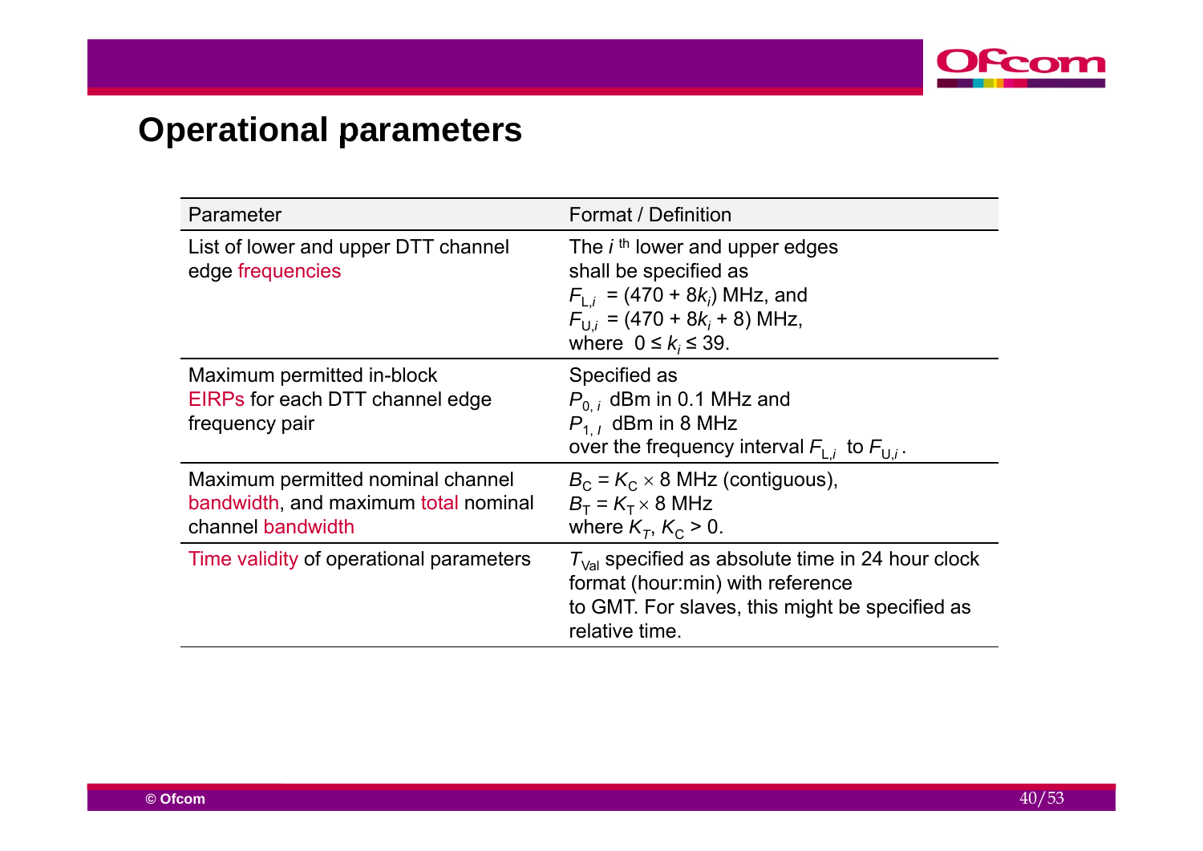# Operational parameters

| Parameter | Format / Definition |
|---|---|
| List of lower and upper DTT channel edge frequencies | The $i^{\text{th}}$ lower and upper edges shall be specified as $F_{L,i}$ = (470 + 8$k_i$) MHz, and $F_{U,i}$ = (470 + 8$k_i$ + 8) MHz, where $0 \leq k_i \leq 39$. |
| Maximum permitted in-block EIRPs for each DTT channel edge frequency pair | Specified as $P_{0,\,i}$ dBm in 0.1 MHz and $P_{1,\,I}$ dBm in 8 MHz over the frequency interval $F_{L,i}$ to $F_{U,i}$. |
| Maximum permitted nominal channel bandwidth, and maximum total nominal channel bandwidth | $B_C = K_C \times 8$ MHz (contiguous), $B_T = K_T \times 8$ MHz where $K_T$, $K_C > 0$. |
| Time validity of operational parameters | $T_{Val}$ specified as absolute time in 24 hour clock format (hour:min) with reference to GMT. For slaves, this might be specified as relative time. |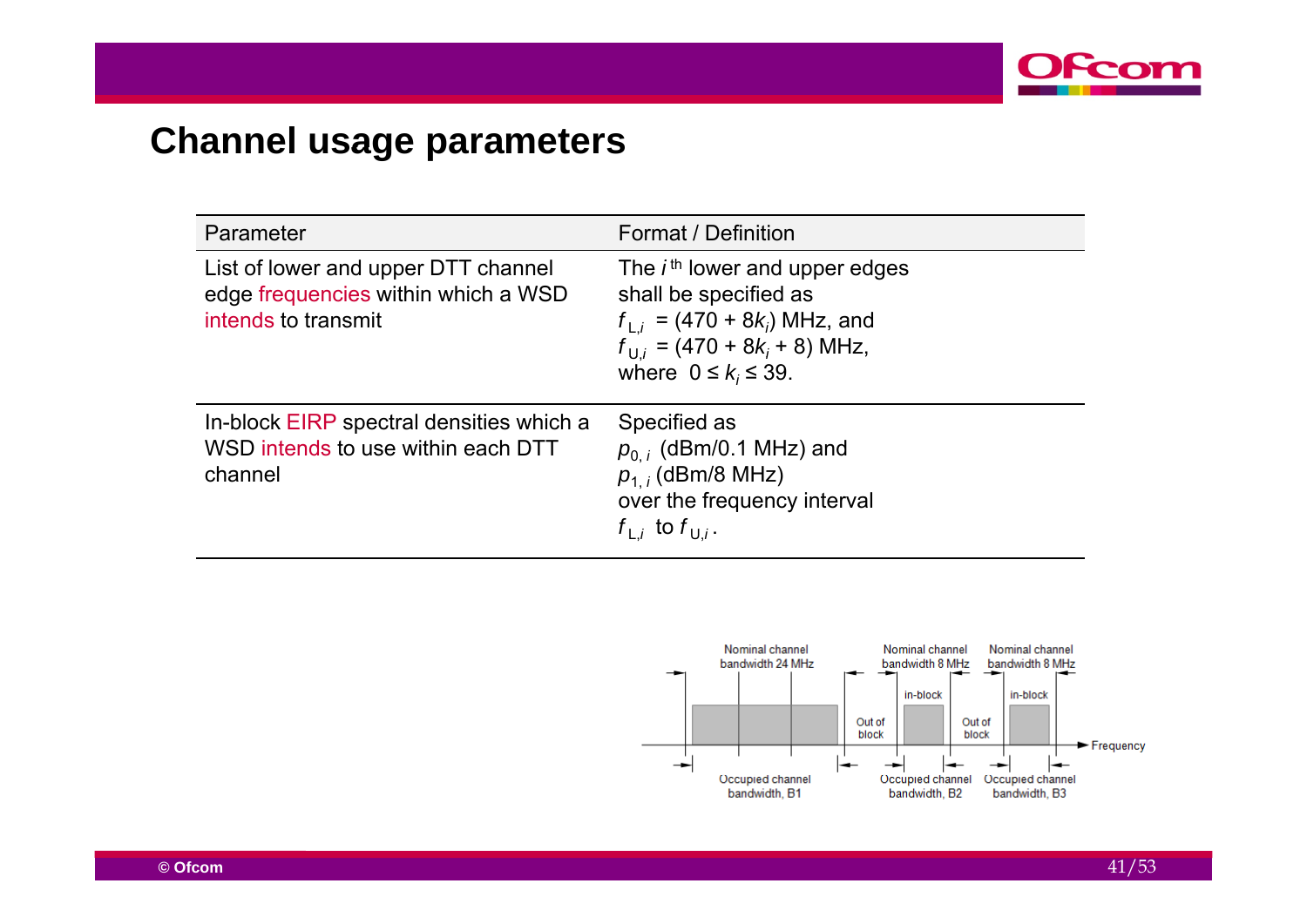# Channel usage parameters

| Parameter | Format / Definition |
|---|---|
| List of lower and upper DTT channel edge frequencies within which a WSD intends to transmit | The $i^{th}$ lower and upper edges shall be specified as $f_{L,i}$ = (470 + 8$k_i$) MHz, and $f_{U,i}$ = (470 + 8$k_i$ + 8) MHz, where $0 \leq k_i \leq 39$. |
| In-block EIRP spectral densities which a WSD intends to use within each DTT channel | Specified as $p_{0,i}$ (dBm/0.1 MHz) and $p_{1,i}$ (dBm/8 MHz) over the frequency interval $f_{L,i}$ to $f_{U,i}$. |

Nominal channel bandwidth 24 MHz — Nominal channel bandwidth 8 MHz — Nominal channel bandwidth 8 MHz

in-block — in-block

Out of block — Out of block

Frequency

Occupied channel bandwidth, B1 — Occupied channel bandwidth, B2 — Occupied channel bandwidth, B3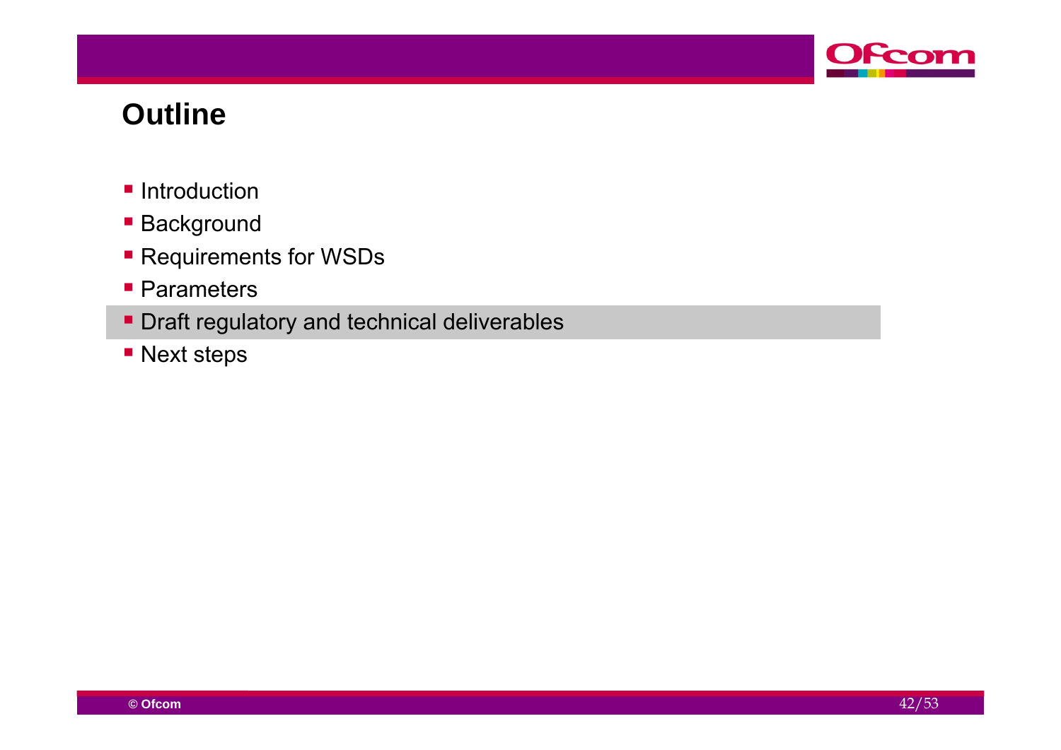# Outline

- Introduction
- Background
- Requirements for WSDs
- Parameters
- Draft regulatory and technical deliverables
- Next steps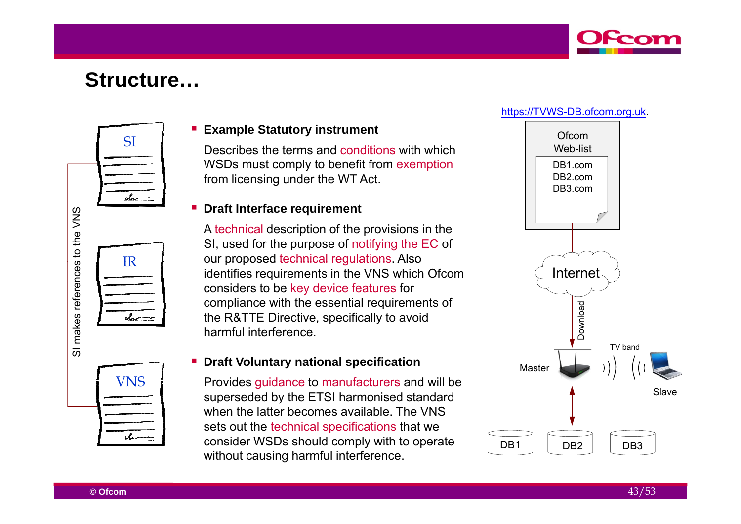# Structure…

- **Example Statutory instrument**

  Describes the terms and conditions with which WSDs must comply to benefit from exemption from licensing under the WT Act.

- **Draft Interface requirement**

  A technical description of the provisions in the SI, used for the purpose of notifying the EC of our proposed technical regulations. Also identifies requirements in the VNS which Ofcom considers to be key device features for compliance with the essential requirements of the R&TTE Directive, specifically to avoid harmful interference.

- **Draft Voluntary national specification**

  Provides guidance to manufacturers and will be superseded by the ETSI harmonised standard when the latter becomes available. The VNS sets out the technical specifications that we consider WSDs should comply with to operate without causing harmful interference.

SI — IR — VNS

SI makes references to the VNS

https://TVWS-DB.ofcom.org.uk.

Ofcom Web-list: DB1.com, DB2.com, DB3.com

Internet

Download

Master — TV band — Slave

DB1 DB2 DB3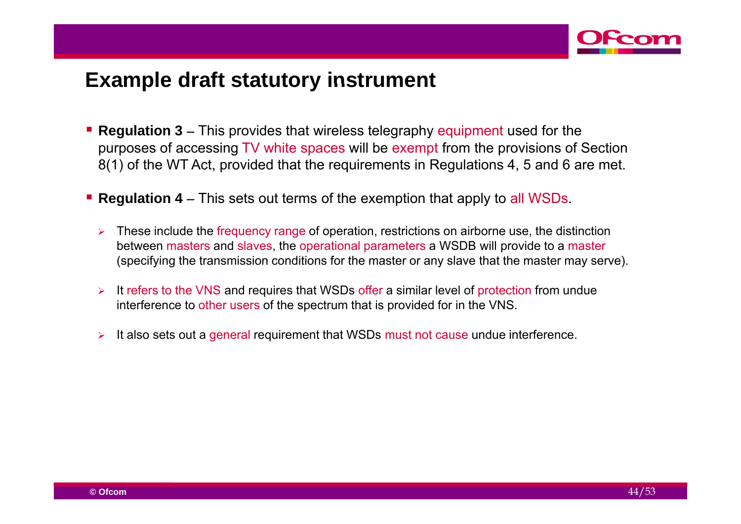# Example draft statutory instrument

- **Regulation 3** – This provides that wireless telegraphy equipment used for the purposes of accessing TV white spaces will be exempt from the provisions of Section 8(1) of the WT Act, provided that the requirements in Regulations 4, 5 and 6 are met.

- **Regulation 4** – This sets out terms of the exemption that apply to all WSDs.

  - These include the frequency range of operation, restrictions on airborne use, the distinction between masters and slaves, the operational parameters a WSDB will provide to a master (specifying the transmission conditions for the master or any slave that the master may serve).

  - It refers to the VNS and requires that WSDs offer a similar level of protection from undue interference to other users of the spectrum that is provided for in the VNS.

  - It also sets out a general requirement that WSDs must not cause undue interference.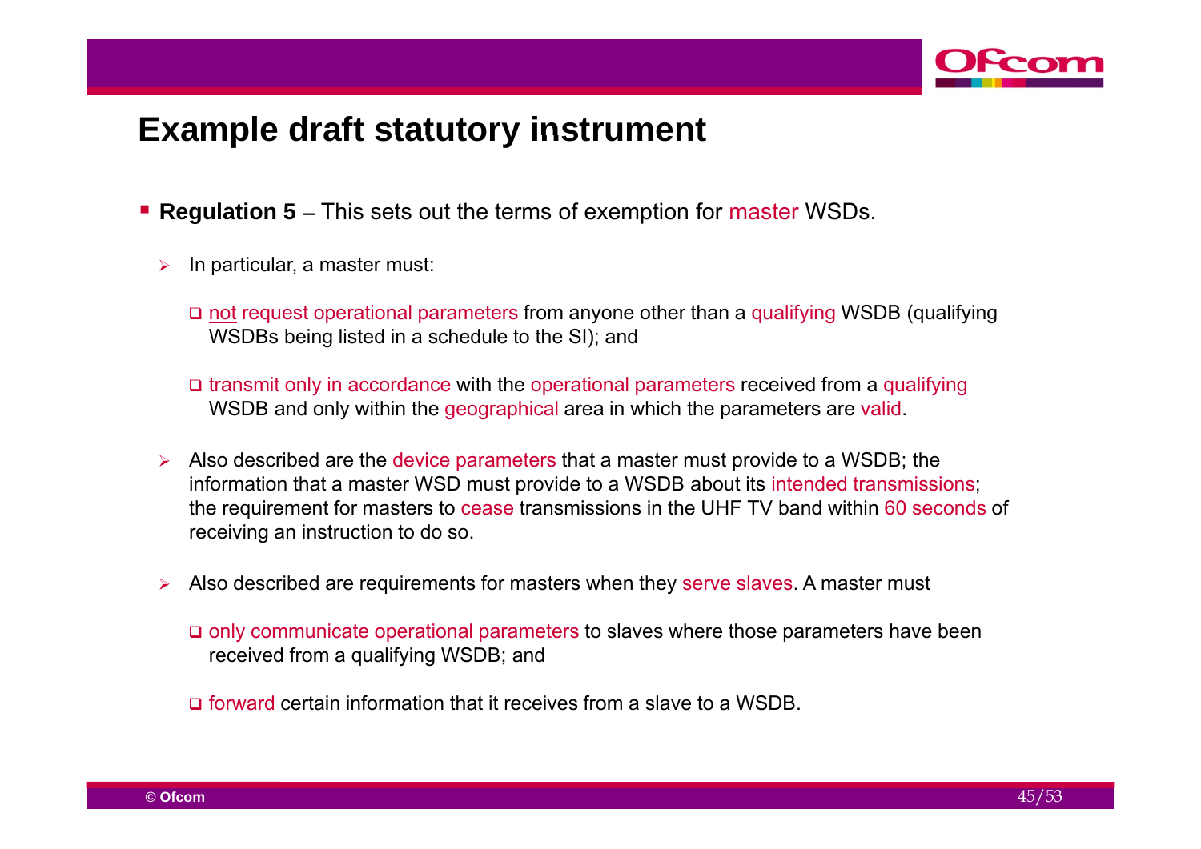# Example draft statutory instrument

- **Regulation 5** – This sets out the terms of exemption for master WSDs.
  - In particular, a master must:
    - not request operational parameters from anyone other than a qualifying WSDB (qualifying WSDBs being listed in a schedule to the SI); and
    - transmit only in accordance with the operational parameters received from a qualifying WSDB and only within the geographical area in which the parameters are valid.
  - Also described are the device parameters that a master must provide to a WSDB; the information that a master WSD must provide to a WSDB about its intended transmissions; the requirement for masters to cease transmissions in the UHF TV band within 60 seconds of receiving an instruction to do so.
  - Also described are requirements for masters when they serve slaves. A master must
    - only communicate operational parameters to slaves where those parameters have been received from a qualifying WSDB; and
    - forward certain information that it receives from a slave to a WSDB.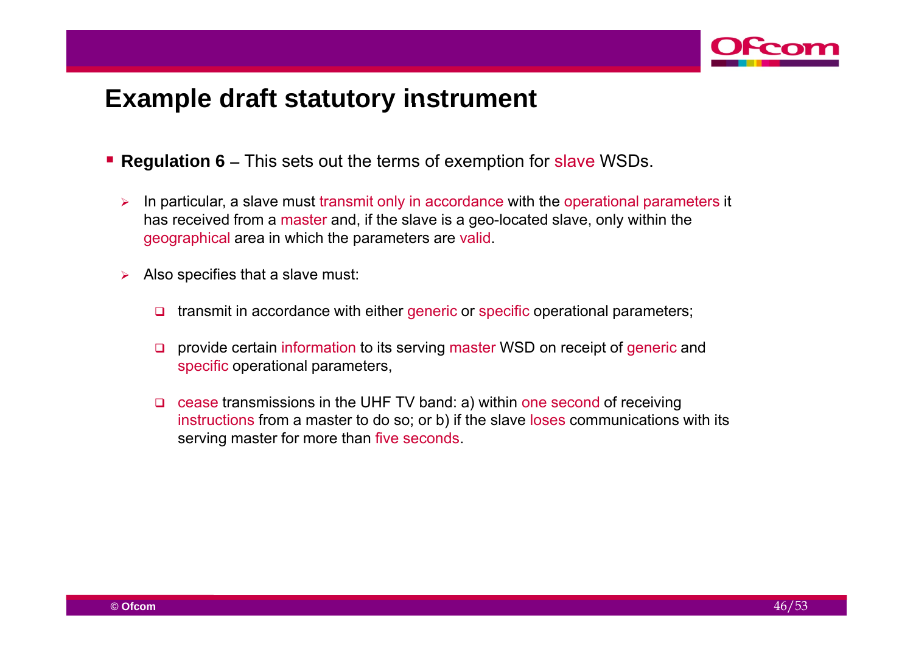# Example draft statutory instrument

- **Regulation 6** – This sets out the terms of exemption for slave WSDs.
  - In particular, a slave must transmit only in accordance with the operational parameters it has received from a master and, if the slave is a geo-located slave, only within the geographical area in which the parameters are valid.
  - Also specifies that a slave must:
    - transmit in accordance with either generic or specific operational parameters;
    - provide certain information to its serving master WSD on receipt of generic and specific operational parameters,
    - cease transmissions in the UHF TV band: a) within one second of receiving instructions from a master to do so; or b) if the slave loses communications with its serving master for more than five seconds.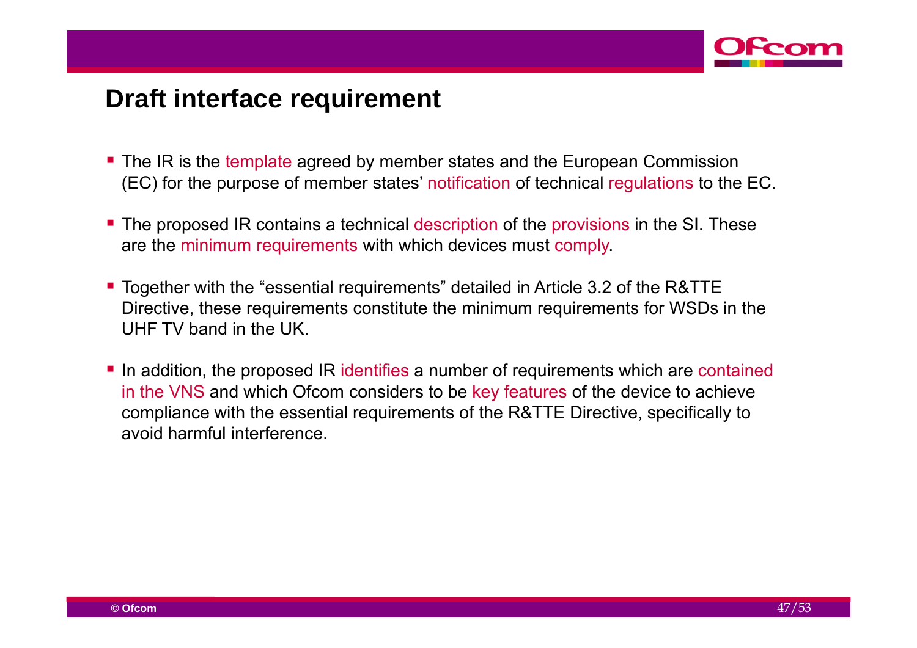# Draft interface requirement

- The IR is the template agreed by member states and the European Commission (EC) for the purpose of member states' notification of technical regulations to the EC.
- The proposed IR contains a technical description of the provisions in the SI. These are the minimum requirements with which devices must comply.
- Together with the "essential requirements" detailed in Article 3.2 of the R&TTE Directive, these requirements constitute the minimum requirements for WSDs in the UHF TV band in the UK.
- In addition, the proposed IR identifies a number of requirements which are contained in the VNS and which Ofcom considers to be key features of the device to achieve compliance with the essential requirements of the R&TTE Directive, specifically to avoid harmful interference.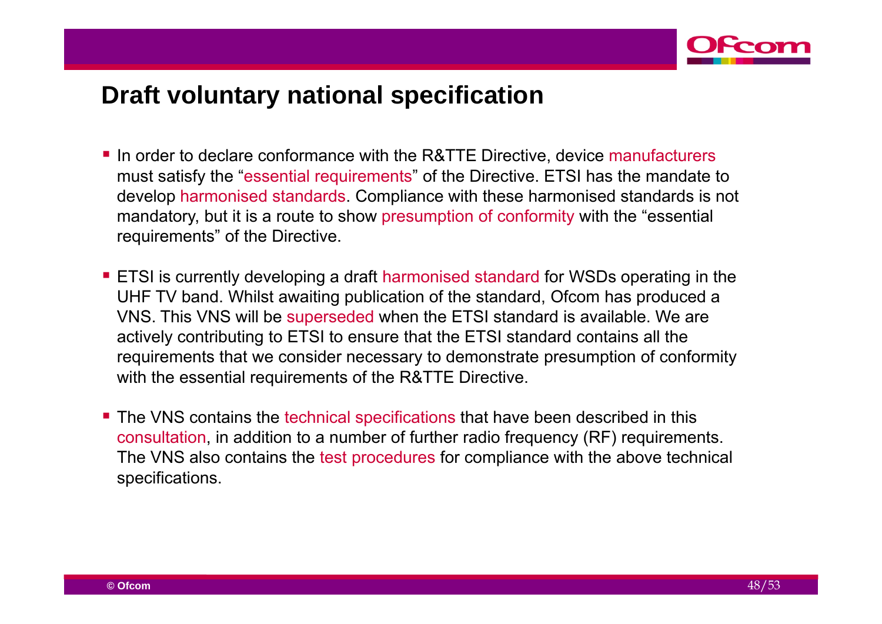## Draft voluntary national specification

- In order to declare conformance with the R&TTE Directive, device manufacturers must satisfy the "essential requirements" of the Directive. ETSI has the mandate to develop harmonised standards. Compliance with these harmonised standards is not mandatory, but it is a route to show presumption of conformity with the "essential requirements" of the Directive.

- ETSI is currently developing a draft harmonised standard for WSDs operating in the UHF TV band. Whilst awaiting publication of the standard, Ofcom has produced a VNS. This VNS will be superseded when the ETSI standard is available. We are actively contributing to ETSI to ensure that the ETSI standard contains all the requirements that we consider necessary to demonstrate presumption of conformity with the essential requirements of the R&TTE Directive.

- The VNS contains the technical specifications that have been described in this consultation, in addition to a number of further radio frequency (RF) requirements. The VNS also contains the test procedures for compliance with the above technical specifications.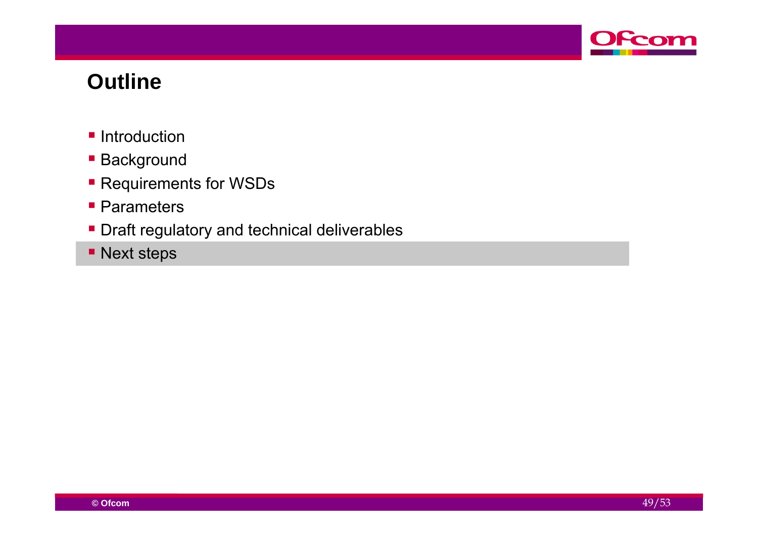# Outline

- Introduction
- Background
- Requirements for WSDs
- Parameters
- Draft regulatory and technical deliverables
- Next steps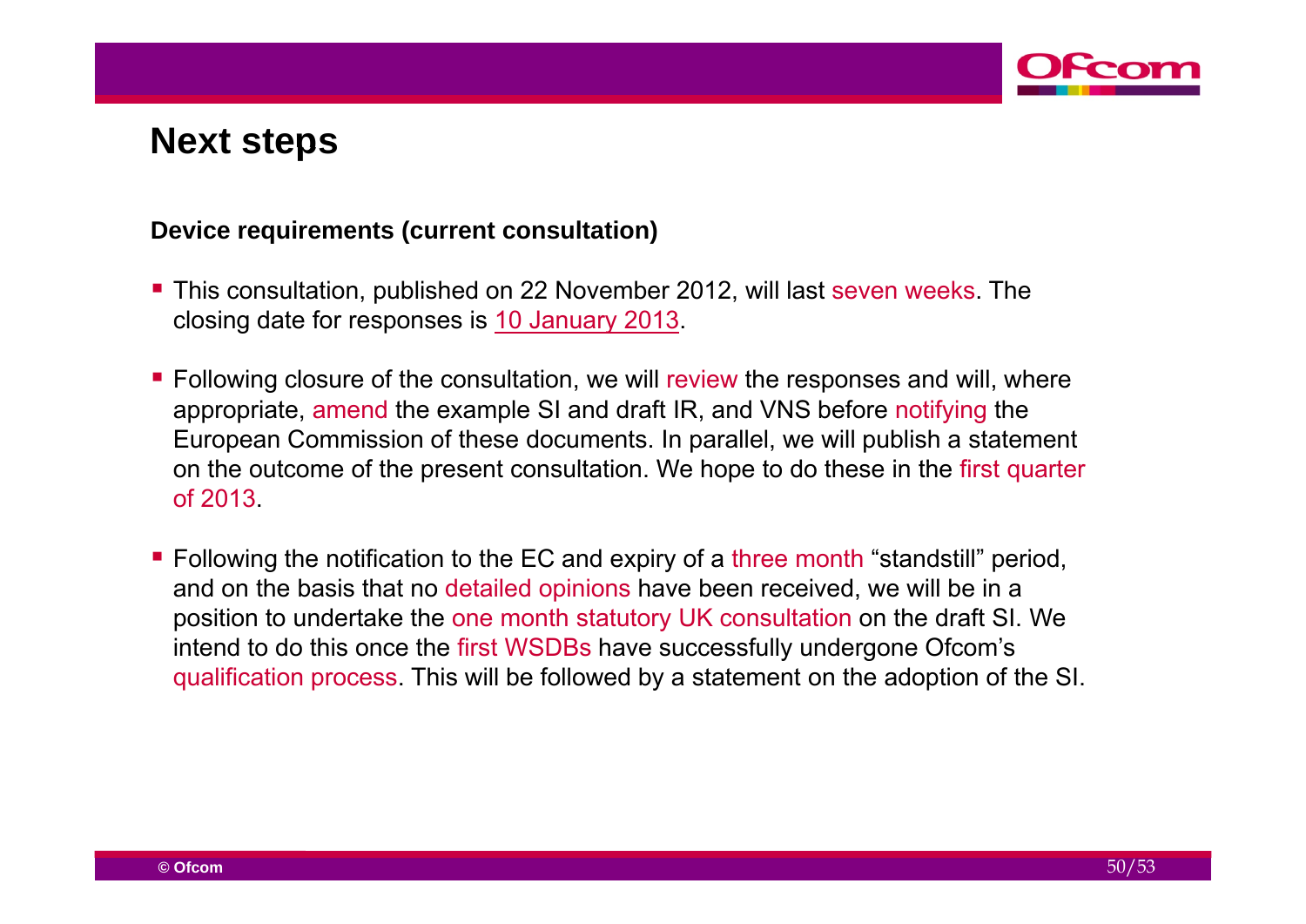# Next steps

**Device requirements (current consultation)**

- This consultation, published on 22 November 2012, will last seven weeks. The closing date for responses is 10 January 2013.
- Following closure of the consultation, we will review the responses and will, where appropriate, amend the example SI and draft IR, and VNS before notifying the European Commission of these documents. In parallel, we will publish a statement on the outcome of the present consultation. We hope to do these in the first quarter of 2013.
- Following the notification to the EC and expiry of a three month "standstill" period, and on the basis that no detailed opinions have been received, we will be in a position to undertake the one month statutory UK consultation on the draft SI. We intend to do this once the first WSDBs have successfully undergone Ofcom's qualification process. This will be followed by a statement on the adoption of the SI.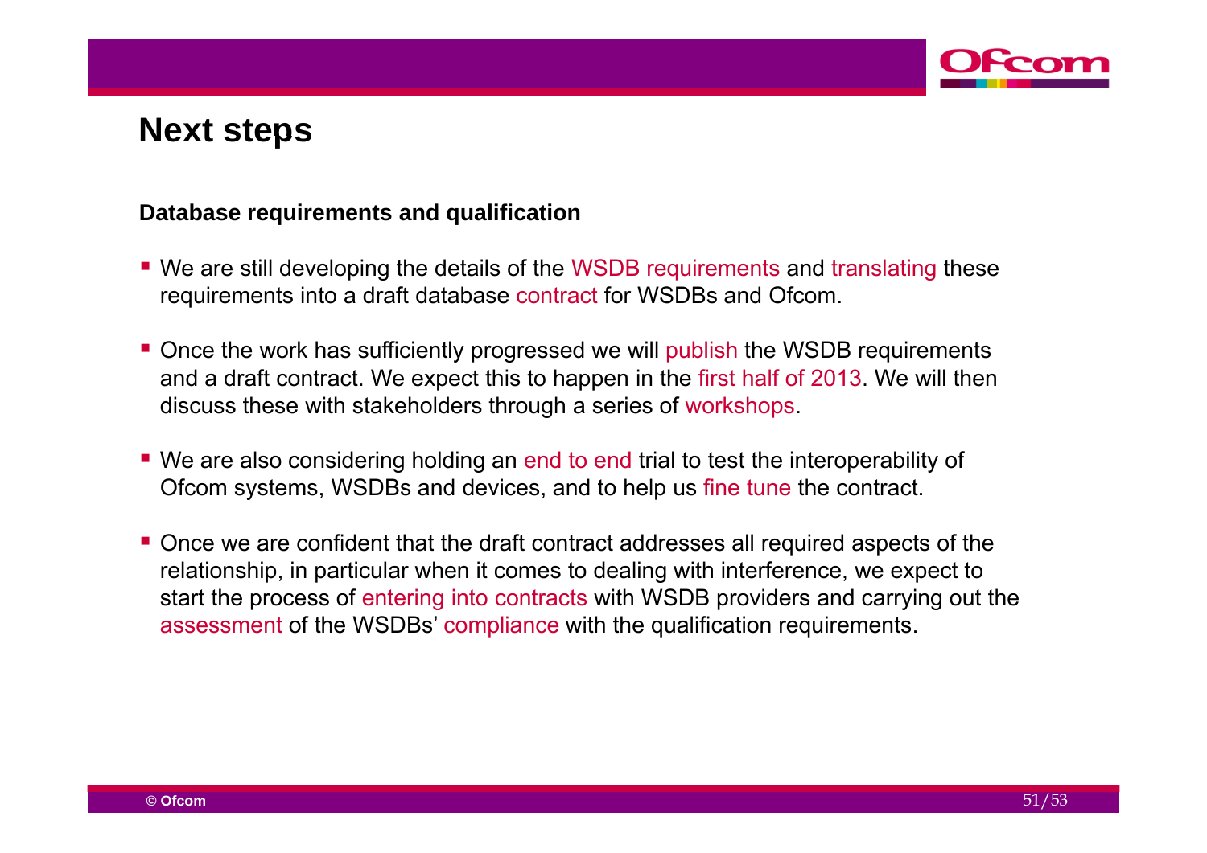# Next steps

### Database requirements and qualification

- We are still developing the details of the WSDB requirements and translating these requirements into a draft database contract for WSDBs and Ofcom.
- Once the work has sufficiently progressed we will publish the WSDB requirements and a draft contract. We expect this to happen in the first half of 2013. We will then discuss these with stakeholders through a series of workshops.
- We are also considering holding an end to end trial to test the interoperability of Ofcom systems, WSDBs and devices, and to help us fine tune the contract.
- Once we are confident that the draft contract addresses all required aspects of the relationship, in particular when it comes to dealing with interference, we expect to start the process of entering into contracts with WSDB providers and carrying out the assessment of the WSDBs' compliance with the qualification requirements.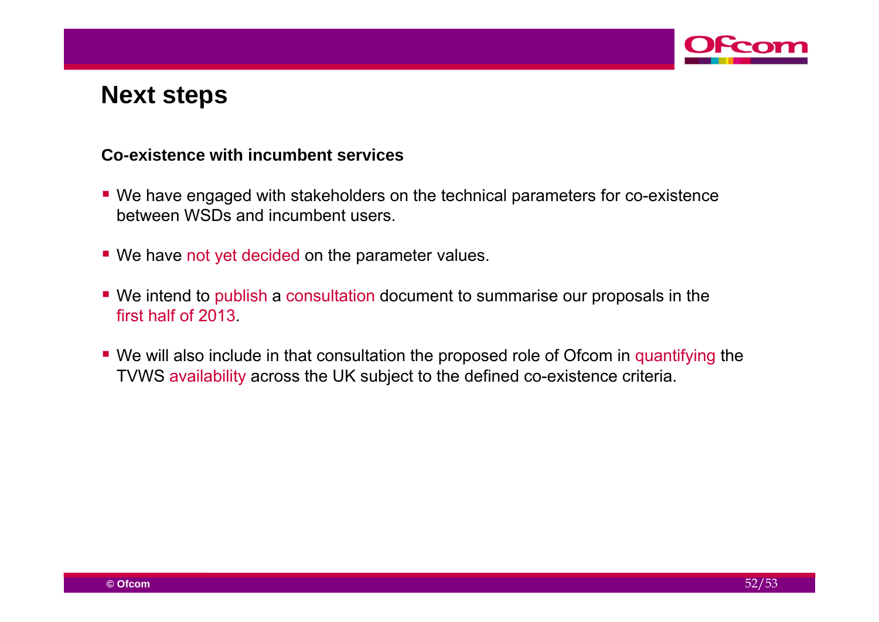# Next steps

**Co-existence with incumbent services**

- We have engaged with stakeholders on the technical parameters for co-existence between WSDs and incumbent users.
- We have not yet decided on the parameter values.
- We intend to publish a consultation document to summarise our proposals in the first half of 2013.
- We will also include in that consultation the proposed role of Ofcom in quantifying the TVWS availability across the UK subject to the defined co-existence criteria.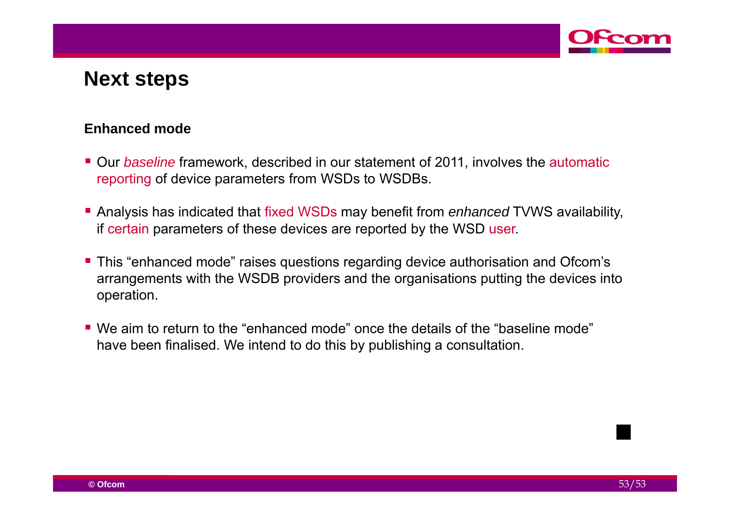## Next steps

### Enhanced mode

- Our *baseline* framework, described in our statement of 2011, involves the automatic reporting of device parameters from WSDs to WSDBs.
- Analysis has indicated that fixed WSDs may benefit from *enhanced* TVWS availability, if certain parameters of these devices are reported by the WSD user.
- This “enhanced mode” raises questions regarding device authorisation and Ofcom’s arrangements with the WSDB providers and the organisations putting the devices into operation.
- We aim to return to the “enhanced mode” once the details of the “baseline mode” have been finalised. We intend to do this by publishing a consultation.